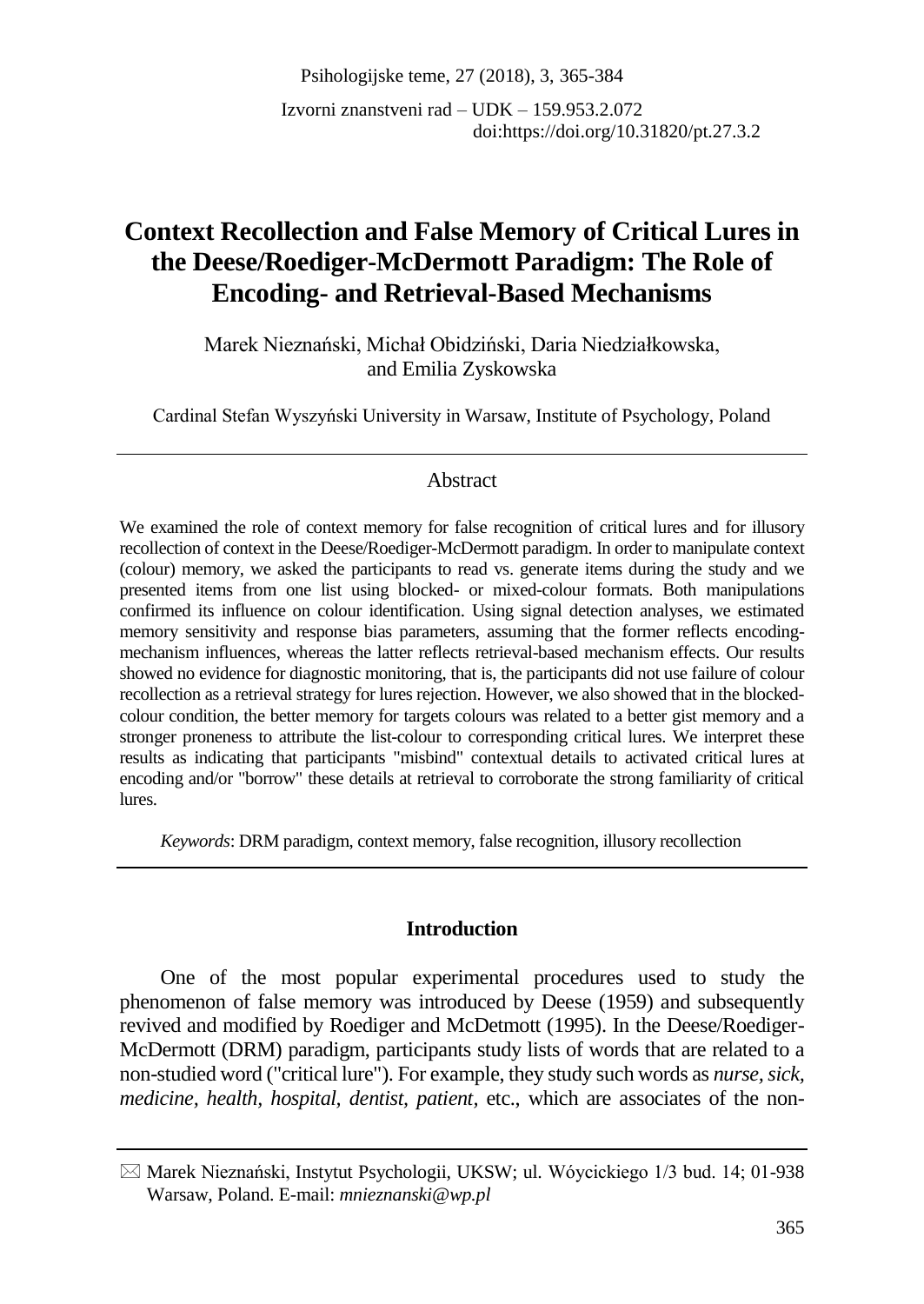Izvorni znanstveni rad – UDK – 159.953.2.072
doi:https://doi.org/10.31820/pt.27.3.2

# Context Recollection and False Memory of Critical Lures in the Deese/Roediger-McDermott Paradigm: The Role of Encoding- and Retrieval-Based Mechanisms

Marek Nieznański, Michał Obidziński, Daria Niedziałkowska, and Emilia Zyskowska

Cardinal Stefan Wyszyński University in Warsaw, Institute of Psychology, Poland

## Abstract

We examined the role of context memory for false recognition of critical lures and for illusory recollection of context in the Deese/Roediger-McDermott paradigm. In order to manipulate context (colour) memory, we asked the participants to read vs. generate items during the study and we presented items from one list using blocked- or mixed-colour formats. Both manipulations confirmed its influence on colour identification. Using signal detection analyses, we estimated memory sensitivity and response bias parameters, assuming that the former reflects encoding-mechanism influences, whereas the latter reflects retrieval-based mechanism effects. Our results showed no evidence for diagnostic monitoring, that is, the participants did not use failure of colour recollection as a retrieval strategy for lures rejection. However, we also showed that in the blocked-colour condition, the better memory for targets colours was related to a better gist memory and a stronger proneness to attribute the list-colour to corresponding critical lures. We interpret these results as indicating that participants "misbind" contextual details to activated critical lures at encoding and/or "borrow" these details at retrieval to corroborate the strong familiarity of critical lures.

*Keywords*: DRM paradigm, context memory, false recognition, illusory recollection

## Introduction

One of the most popular experimental procedures used to study the phenomenon of false memory was introduced by Deese (1959) and subsequently revived and modified by Roediger and McDetmott (1995). In the Deese/Roediger-McDermott (DRM) paradigm, participants study lists of words that are related to a non-studied word ("critical lure"). For example, they study such words as *nurse, sick, medicine, health, hospital, dentist, patient*, etc., which are associates of the non-

---

✉ Marek Nieznański, Instytut Psychologii, UKSW; ul. Wóycickiego 1/3 bud. 14; 01-938 Warsaw, Poland. E-mail: *mnieznanski@wp.pl*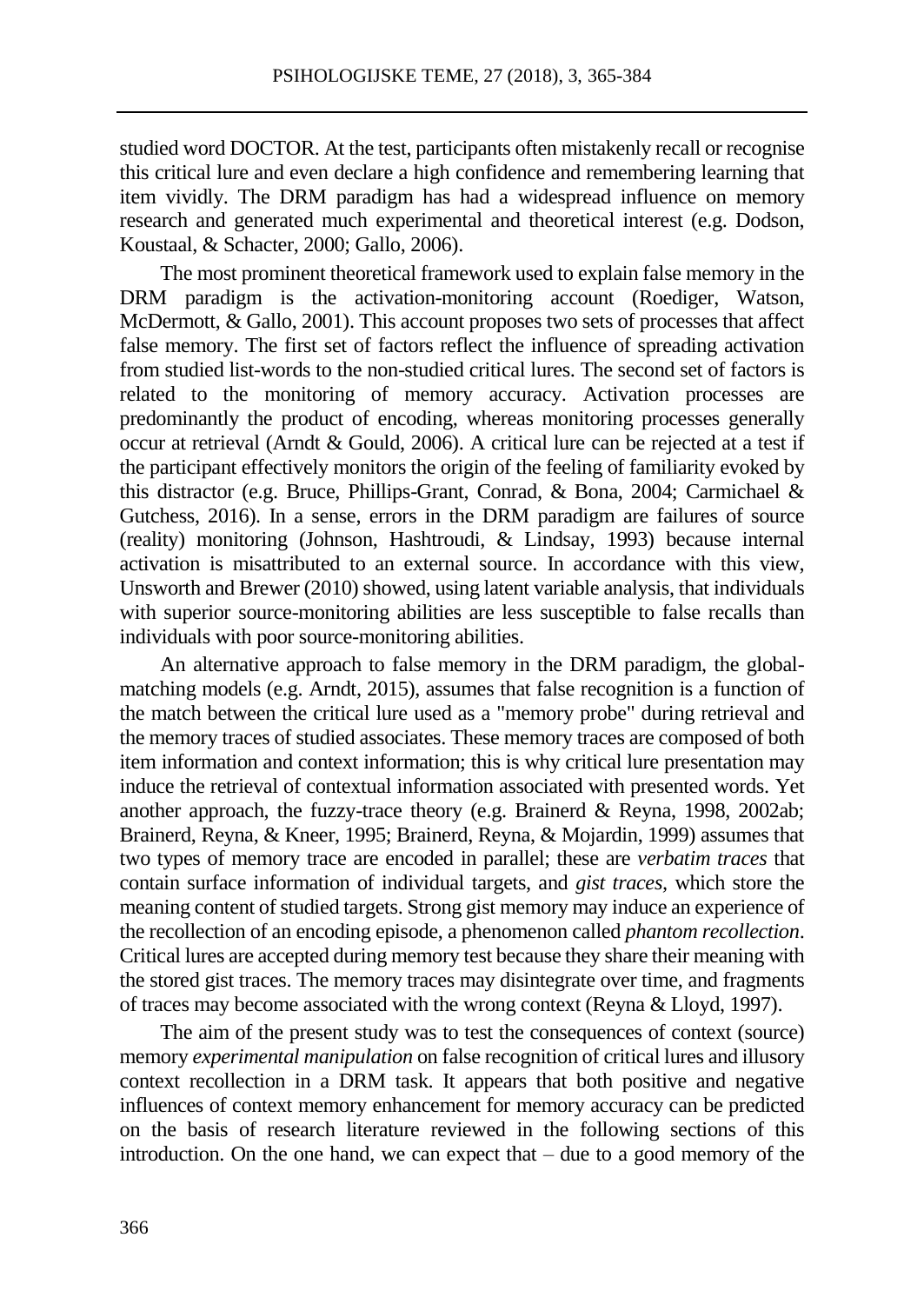studied word DOCTOR. At the test, participants often mistakenly recall or recognise this critical lure and even declare a high confidence and remembering learning that item vividly. The DRM paradigm has had a widespread influence on memory research and generated much experimental and theoretical interest (e.g. Dodson, Koustaal, & Schacter, 2000; Gallo, 2006).

The most prominent theoretical framework used to explain false memory in the DRM paradigm is the activation-monitoring account (Roediger, Watson, McDermott, & Gallo, 2001). This account proposes two sets of processes that affect false memory. The first set of factors reflect the influence of spreading activation from studied list-words to the non-studied critical lures. The second set of factors is related to the monitoring of memory accuracy. Activation processes are predominantly the product of encoding, whereas monitoring processes generally occur at retrieval (Arndt & Gould, 2006). A critical lure can be rejected at a test if the participant effectively monitors the origin of the feeling of familiarity evoked by this distractor (e.g. Bruce, Phillips-Grant, Conrad, & Bona, 2004; Carmichael & Gutchess, 2016). In a sense, errors in the DRM paradigm are failures of source (reality) monitoring (Johnson, Hashtroudi, & Lindsay, 1993) because internal activation is misattributed to an external source. In accordance with this view, Unsworth and Brewer (2010) showed, using latent variable analysis, that individuals with superior source-monitoring abilities are less susceptible to false recalls than individuals with poor source-monitoring abilities.

An alternative approach to false memory in the DRM paradigm, the global-matching models (e.g. Arndt, 2015), assumes that false recognition is a function of the match between the critical lure used as a "memory probe" during retrieval and the memory traces of studied associates. These memory traces are composed of both item information and context information; this is why critical lure presentation may induce the retrieval of contextual information associated with presented words. Yet another approach, the fuzzy-trace theory (e.g. Brainerd & Reyna, 1998, 2002ab; Brainerd, Reyna, & Kneer, 1995; Brainerd, Reyna, & Mojardin, 1999) assumes that two types of memory trace are encoded in parallel; these are *verbatim traces* that contain surface information of individual targets, and *gist traces*, which store the meaning content of studied targets. Strong gist memory may induce an experience of the recollection of an encoding episode, a phenomenon called *phantom recollection*. Critical lures are accepted during memory test because they share their meaning with the stored gist traces. The memory traces may disintegrate over time, and fragments of traces may become associated with the wrong context (Reyna & Lloyd, 1997).

The aim of the present study was to test the consequences of context (source) memory *experimental manipulation* on false recognition of critical lures and illusory context recollection in a DRM task. It appears that both positive and negative influences of context memory enhancement for memory accuracy can be predicted on the basis of research literature reviewed in the following sections of this introduction. On the one hand, we can expect that – due to a good memory of the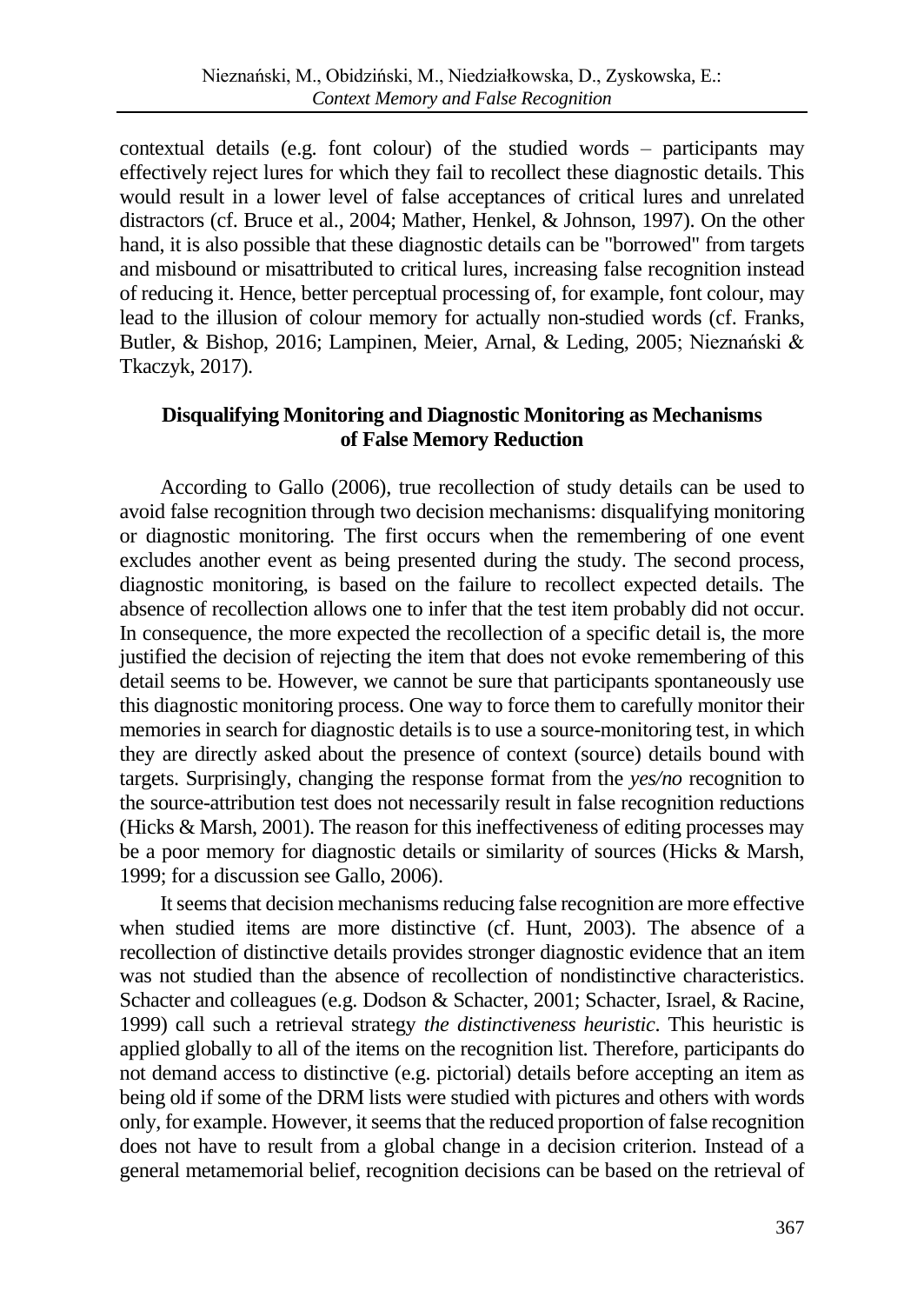contextual details (e.g. font colour) of the studied words – participants may effectively reject lures for which they fail to recollect these diagnostic details. This would result in a lower level of false acceptances of critical lures and unrelated distractors (cf. Bruce et al., 2004; Mather, Henkel, & Johnson, 1997). On the other hand, it is also possible that these diagnostic details can be "borrowed" from targets and misbound or misattributed to critical lures, increasing false recognition instead of reducing it. Hence, better perceptual processing of, for example, font colour, may lead to the illusion of colour memory for actually non-studied words (cf. Franks, Butler, & Bishop, 2016; Lampinen, Meier, Arnal, & Leding, 2005; Nieznański & Tkaczyk, 2017).

## Disqualifying Monitoring and Diagnostic Monitoring as Mechanisms of False Memory Reduction

According to Gallo (2006), true recollection of study details can be used to avoid false recognition through two decision mechanisms: disqualifying monitoring or diagnostic monitoring. The first occurs when the remembering of one event excludes another event as being presented during the study. The second process, diagnostic monitoring, is based on the failure to recollect expected details. The absence of recollection allows one to infer that the test item probably did not occur. In consequence, the more expected the recollection of a specific detail is, the more justified the decision of rejecting the item that does not evoke remembering of this detail seems to be. However, we cannot be sure that participants spontaneously use this diagnostic monitoring process. One way to force them to carefully monitor their memories in search for diagnostic details is to use a source-monitoring test, in which they are directly asked about the presence of context (source) details bound with targets. Surprisingly, changing the response format from the *yes/no* recognition to the source-attribution test does not necessarily result in false recognition reductions (Hicks & Marsh, 2001). The reason for this ineffectiveness of editing processes may be a poor memory for diagnostic details or similarity of sources (Hicks & Marsh, 1999; for a discussion see Gallo, 2006).

It seems that decision mechanisms reducing false recognition are more effective when studied items are more distinctive (cf. Hunt, 2003). The absence of a recollection of distinctive details provides stronger diagnostic evidence that an item was not studied than the absence of recollection of nondistinctive characteristics. Schacter and colleagues (e.g. Dodson & Schacter, 2001; Schacter, Israel, & Racine, 1999) call such a retrieval strategy *the distinctiveness heuristic*. This heuristic is applied globally to all of the items on the recognition list. Therefore, participants do not demand access to distinctive (e.g. pictorial) details before accepting an item as being old if some of the DRM lists were studied with pictures and others with words only, for example. However, it seems that the reduced proportion of false recognition does not have to result from a global change in a decision criterion. Instead of a general metamemorial belief, recognition decisions can be based on the retrieval of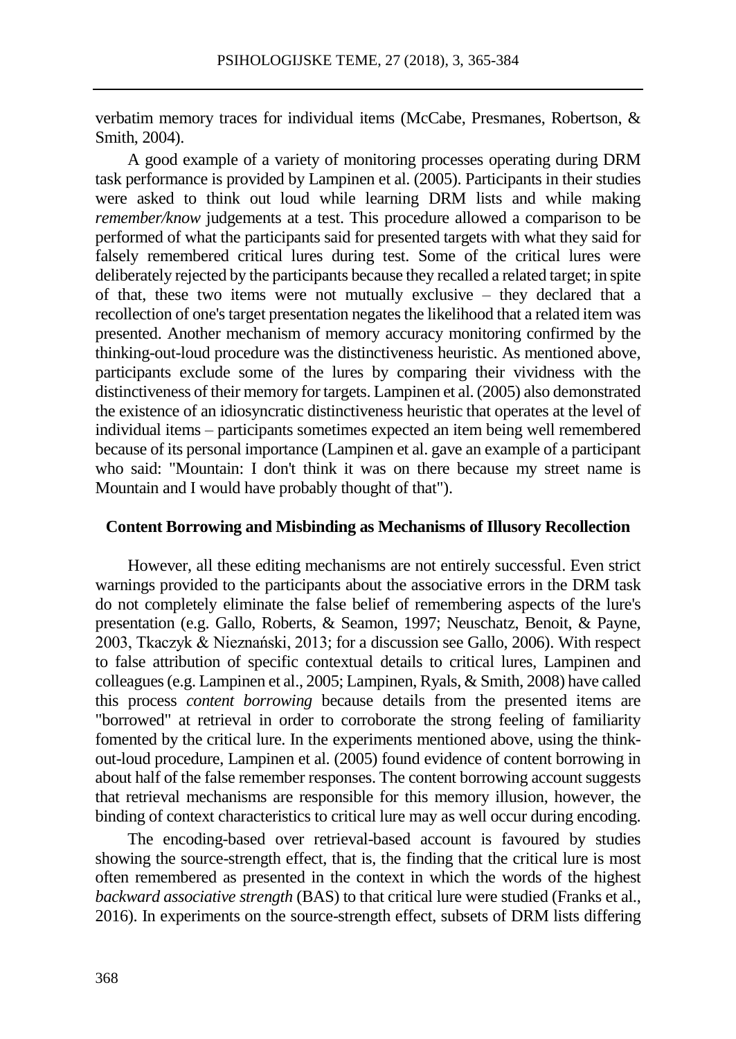verbatim memory traces for individual items (McCabe, Presmanes, Robertson, & Smith, 2004).

A good example of a variety of monitoring processes operating during DRM task performance is provided by Lampinen et al. (2005). Participants in their studies were asked to think out loud while learning DRM lists and while making *remember/know* judgements at a test. This procedure allowed a comparison to be performed of what the participants said for presented targets with what they said for falsely remembered critical lures during test. Some of the critical lures were deliberately rejected by the participants because they recalled a related target; in spite of that, these two items were not mutually exclusive – they declared that a recollection of one's target presentation negates the likelihood that a related item was presented. Another mechanism of memory accuracy monitoring confirmed by the thinking-out-loud procedure was the distinctiveness heuristic. As mentioned above, participants exclude some of the lures by comparing their vividness with the distinctiveness of their memory for targets. Lampinen et al. (2005) also demonstrated the existence of an idiosyncratic distinctiveness heuristic that operates at the level of individual items – participants sometimes expected an item being well remembered because of its personal importance (Lampinen et al. gave an example of a participant who said: "Mountain: I don't think it was on there because my street name is Mountain and I would have probably thought of that").

## Content Borrowing and Misbinding as Mechanisms of Illusory Recollection

However, all these editing mechanisms are not entirely successful. Even strict warnings provided to the participants about the associative errors in the DRM task do not completely eliminate the false belief of remembering aspects of the lure's presentation (e.g. Gallo, Roberts, & Seamon, 1997; Neuschatz, Benoit, & Payne, 2003, Tkaczyk & Nieznański, 2013; for a discussion see Gallo, 2006). With respect to false attribution of specific contextual details to critical lures, Lampinen and colleagues (e.g. Lampinen et al., 2005; Lampinen, Ryals, & Smith, 2008) have called this process *content borrowing* because details from the presented items are "borrowed" at retrieval in order to corroborate the strong feeling of familiarity fomented by the critical lure. In the experiments mentioned above, using the think-out-loud procedure, Lampinen et al. (2005) found evidence of content borrowing in about half of the false remember responses. The content borrowing account suggests that retrieval mechanisms are responsible for this memory illusion, however, the binding of context characteristics to critical lure may as well occur during encoding.

The encoding-based over retrieval-based account is favoured by studies showing the source-strength effect, that is, the finding that the critical lure is most often remembered as presented in the context in which the words of the highest *backward associative strength* (BAS) to that critical lure were studied (Franks et al., 2016). In experiments on the source-strength effect, subsets of DRM lists differing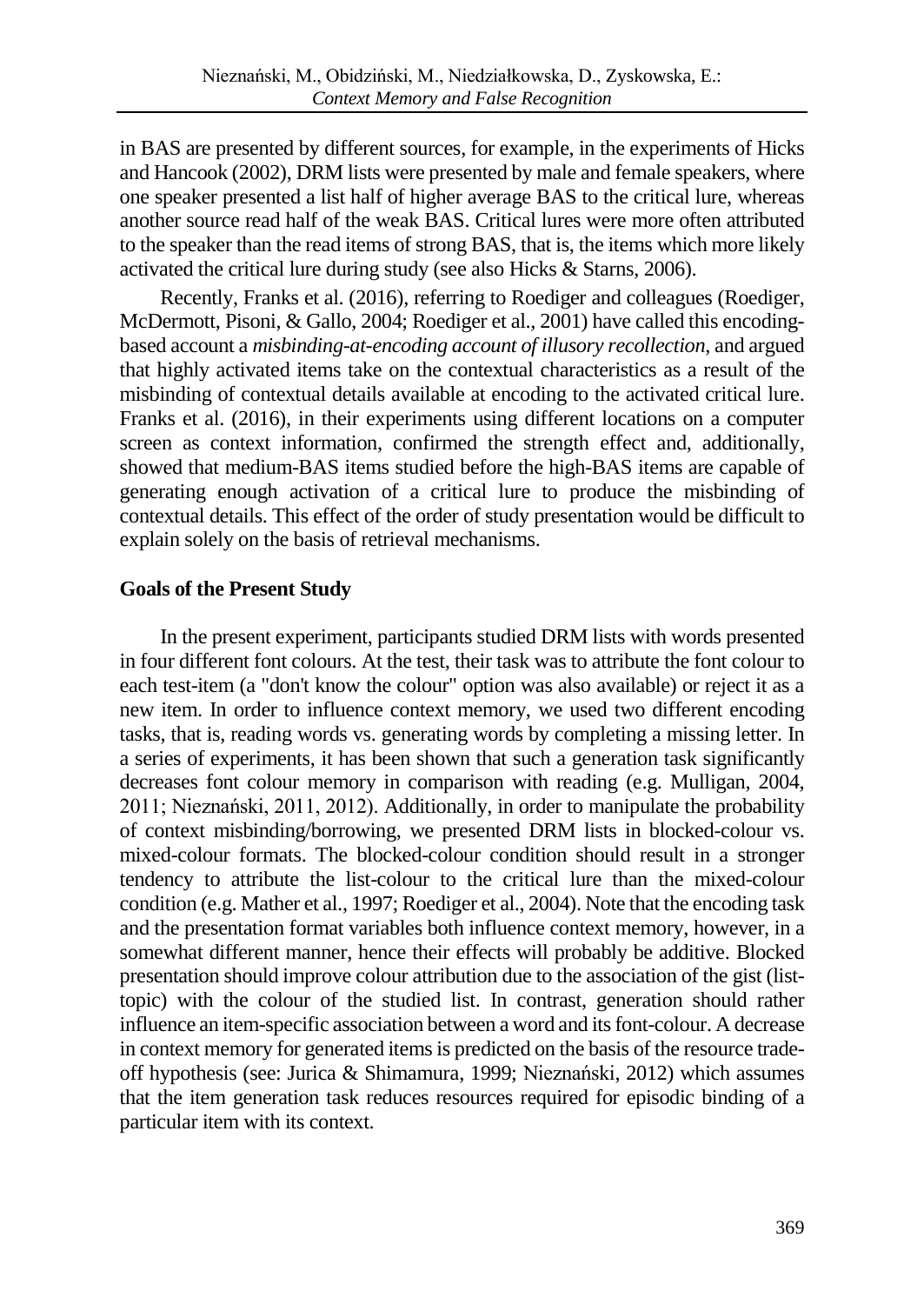in BAS are presented by different sources, for example, in the experiments of Hicks and Hancook (2002), DRM lists were presented by male and female speakers, where one speaker presented a list half of higher average BAS to the critical lure, whereas another source read half of the weak BAS. Critical lures were more often attributed to the speaker than the read items of strong BAS, that is, the items which more likely activated the critical lure during study (see also Hicks & Starns, 2006).

Recently, Franks et al. (2016), referring to Roediger and colleagues (Roediger, McDermott, Pisoni, & Gallo, 2004; Roediger et al., 2001) have called this encoding-based account a *misbinding-at-encoding account of illusory recollection*, and argued that highly activated items take on the contextual characteristics as a result of the misbinding of contextual details available at encoding to the activated critical lure. Franks et al. (2016), in their experiments using different locations on a computer screen as context information, confirmed the strength effect and, additionally, showed that medium-BAS items studied before the high-BAS items are capable of generating enough activation of a critical lure to produce the misbinding of contextual details. This effect of the order of study presentation would be difficult to explain solely on the basis of retrieval mechanisms.

## Goals of the Present Study

In the present experiment, participants studied DRM lists with words presented in four different font colours. At the test, their task was to attribute the font colour to each test-item (a "don't know the colour" option was also available) or reject it as a new item. In order to influence context memory, we used two different encoding tasks, that is, reading words vs. generating words by completing a missing letter. In a series of experiments, it has been shown that such a generation task significantly decreases font colour memory in comparison with reading (e.g. Mulligan, 2004, 2011; Nieznański, 2011, 2012). Additionally, in order to manipulate the probability of context misbinding/borrowing, we presented DRM lists in blocked-colour vs. mixed-colour formats. The blocked-colour condition should result in a stronger tendency to attribute the list-colour to the critical lure than the mixed-colour condition (e.g. Mather et al., 1997; Roediger et al., 2004). Note that the encoding task and the presentation format variables both influence context memory, however, in a somewhat different manner, hence their effects will probably be additive. Blocked presentation should improve colour attribution due to the association of the gist (list-topic) with the colour of the studied list. In contrast, generation should rather influence an item-specific association between a word and its font-colour. A decrease in context memory for generated items is predicted on the basis of the resource trade-off hypothesis (see: Jurica & Shimamura, 1999; Nieznański, 2012) which assumes that the item generation task reduces resources required for episodic binding of a particular item with its context.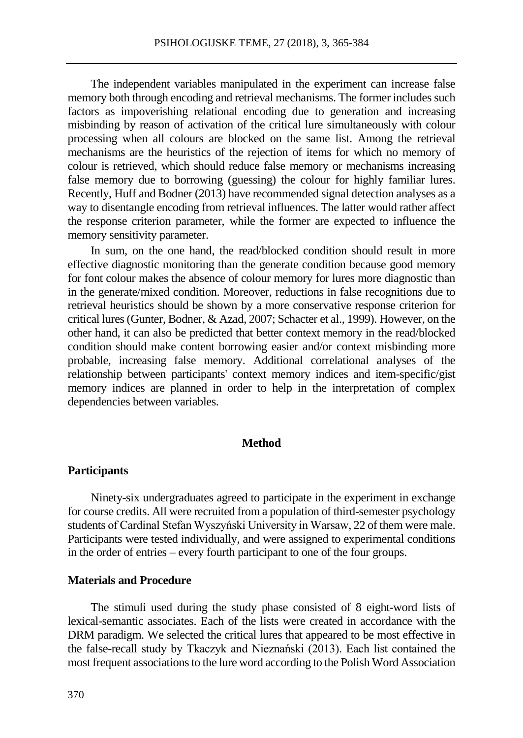The independent variables manipulated in the experiment can increase false memory both through encoding and retrieval mechanisms. The former includes such factors as impoverishing relational encoding due to generation and increasing misbinding by reason of activation of the critical lure simultaneously with colour processing when all colours are blocked on the same list. Among the retrieval mechanisms are the heuristics of the rejection of items for which no memory of colour is retrieved, which should reduce false memory or mechanisms increasing false memory due to borrowing (guessing) the colour for highly familiar lures. Recently, Huff and Bodner (2013) have recommended signal detection analyses as a way to disentangle encoding from retrieval influences. The latter would rather affect the response criterion parameter, while the former are expected to influence the memory sensitivity parameter.

In sum, on the one hand, the read/blocked condition should result in more effective diagnostic monitoring than the generate condition because good memory for font colour makes the absence of colour memory for lures more diagnostic than in the generate/mixed condition. Moreover, reductions in false recognitions due to retrieval heuristics should be shown by a more conservative response criterion for critical lures (Gunter, Bodner, & Azad, 2007; Schacter et al., 1999). However, on the other hand, it can also be predicted that better context memory in the read/blocked condition should make content borrowing easier and/or context misbinding more probable, increasing false memory. Additional correlational analyses of the relationship between participants' context memory indices and item-specific/gist memory indices are planned in order to help in the interpretation of complex dependencies between variables.

## Method

### Participants

Ninety-six undergraduates agreed to participate in the experiment in exchange for course credits. All were recruited from a population of third-semester psychology students of Cardinal Stefan Wyszyński University in Warsaw, 22 of them were male. Participants were tested individually, and were assigned to experimental conditions in the order of entries – every fourth participant to one of the four groups.

### Materials and Procedure

The stimuli used during the study phase consisted of 8 eight-word lists of lexical-semantic associates. Each of the lists were created in accordance with the DRM paradigm. We selected the critical lures that appeared to be most effective in the false-recall study by Tkaczyk and Nieznański (2013). Each list contained the most frequent associations to the lure word according to the Polish Word Association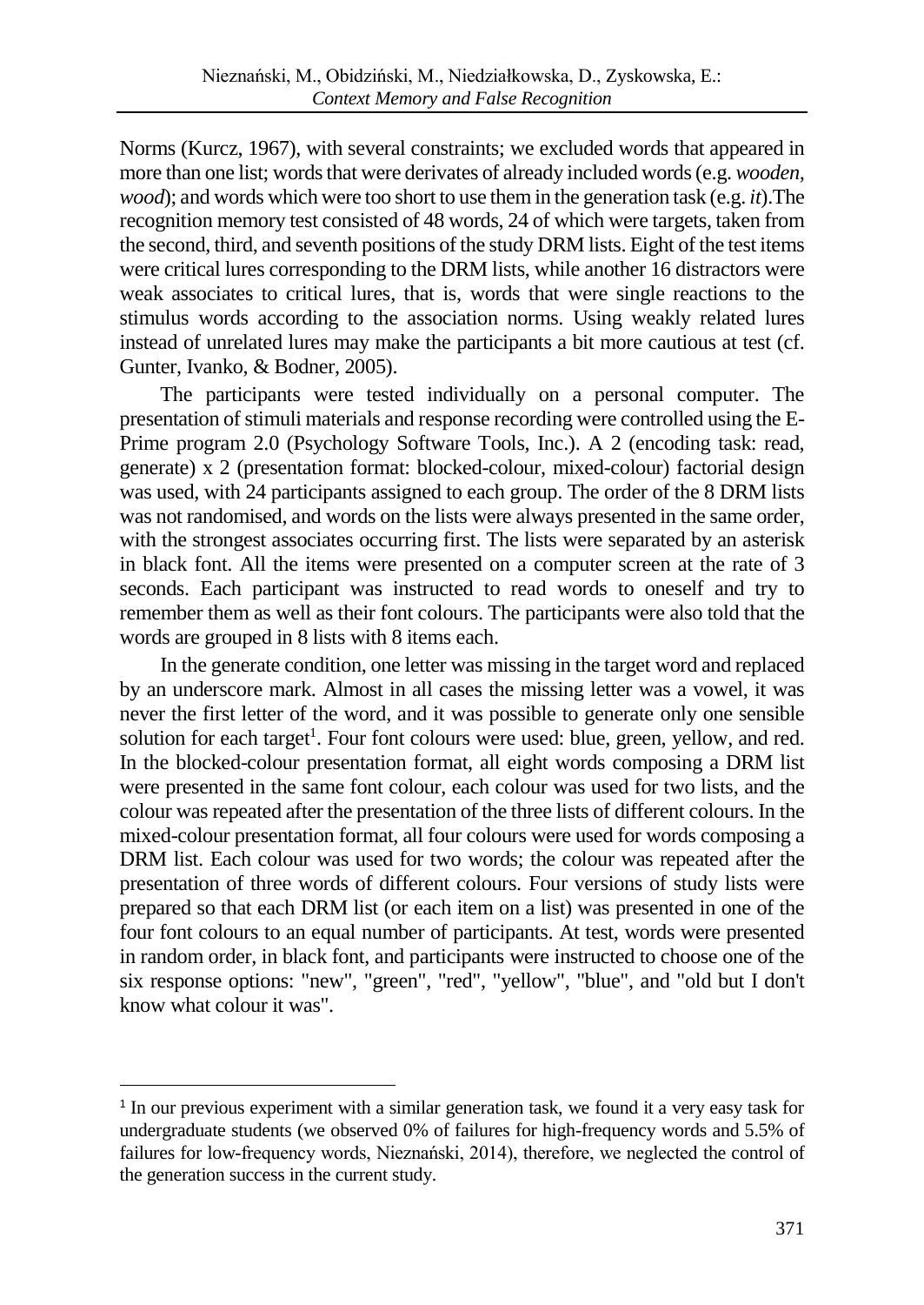Norms (Kurcz, 1967), with several constraints; we excluded words that appeared in more than one list; words that were derivates of already included words (e.g. *wooden*, *wood*); and words which were too short to use them in the generation task (e.g. *it*).The recognition memory test consisted of 48 words, 24 of which were targets, taken from the second, third, and seventh positions of the study DRM lists. Eight of the test items were critical lures corresponding to the DRM lists, while another 16 distractors were weak associates to critical lures, that is, words that were single reactions to the stimulus words according to the association norms. Using weakly related lures instead of unrelated lures may make the participants a bit more cautious at test (cf. Gunter, Ivanko, & Bodner, 2005).

The participants were tested individually on a personal computer. The presentation of stimuli materials and response recording were controlled using the E-Prime program 2.0 (Psychology Software Tools, Inc.). A 2 (encoding task: read, generate) x 2 (presentation format: blocked-colour, mixed-colour) factorial design was used, with 24 participants assigned to each group. The order of the 8 DRM lists was not randomised, and words on the lists were always presented in the same order, with the strongest associates occurring first. The lists were separated by an asterisk in black font. All the items were presented on a computer screen at the rate of 3 seconds. Each participant was instructed to read words to oneself and try to remember them as well as their font colours. The participants were also told that the words are grouped in 8 lists with 8 items each.

In the generate condition, one letter was missing in the target word and replaced by an underscore mark. Almost in all cases the missing letter was a vowel, it was never the first letter of the word, and it was possible to generate only one sensible solution for each target[1]. Four font colours were used: blue, green, yellow, and red. In the blocked-colour presentation format, all eight words composing a DRM list were presented in the same font colour, each colour was used for two lists, and the colour was repeated after the presentation of the three lists of different colours. In the mixed-colour presentation format, all four colours were used for words composing a DRM list. Each colour was used for two words; the colour was repeated after the presentation of three words of different colours. Four versions of study lists were prepared so that each DRM list (or each item on a list) was presented in one of the four font colours to an equal number of participants. At test, words were presented in random order, in black font, and participants were instructed to choose one of the six response options: "new", "green", "red", "yellow", "blue", and "old but I don't know what colour it was".

---

[1] In our previous experiment with a similar generation task, we found it a very easy task for undergraduate students (we observed 0% of failures for high-frequency words and 5.5% of failures for low-frequency words, Nieznański, 2014), therefore, we neglected the control of the generation success in the current study.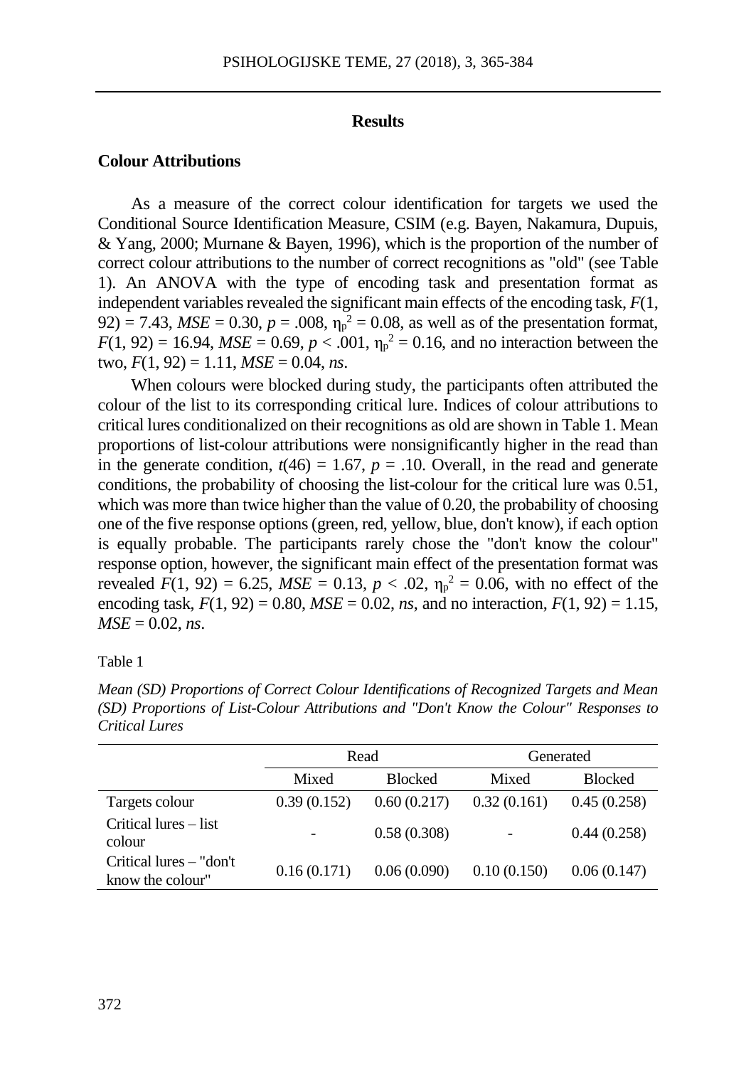## Results

### Colour Attributions

As a measure of the correct colour identification for targets we used the Conditional Source Identification Measure, CSIM (e.g. Bayen, Nakamura, Dupuis, & Yang, 2000; Murnane & Bayen, 1996), which is the proportion of the number of correct colour attributions to the number of correct recognitions as "old" (see Table 1). An ANOVA with the type of encoding task and presentation format as independent variables revealed the significant main effects of the encoding task, $F(1, 92) = 7.43$, $MSE = 0.30$, $p = .008$, $\eta_p^2 = 0.08$, as well as of the presentation format, $F(1, 92) = 16.94$, $MSE = 0.69$, $p < .001$, $\eta_p^2 = 0.16$, and no interaction between the two, $F(1, 92) = 1.11$, $MSE = 0.04$, *ns*.

When colours were blocked during study, the participants often attributed the colour of the list to its corresponding critical lure. Indices of colour attributions to critical lures conditionalized on their recognitions as old are shown in Table 1. Mean proportions of list-colour attributions were nonsignificantly higher in the read than in the generate condition, $t(46) = 1.67$, $p = .10$. Overall, in the read and generate conditions, the probability of choosing the list-colour for the critical lure was 0.51, which was more than twice higher than the value of 0.20, the probability of choosing one of the five response options (green, red, yellow, blue, don't know), if each option is equally probable. The participants rarely chose the "don't know the colour" response option, however, the significant main effect of the presentation format was revealed $F(1, 92) = 6.25$, $MSE = 0.13$, $p < .02$, $\eta_p^2 = 0.06$, with no effect of the encoding task, $F(1, 92) = 0.80$, $MSE = 0.02$, *ns*, and no interaction, $F(1, 92) = 1.15$, $MSE = 0.02$, *ns*.

Table 1

*Mean (SD) Proportions of Correct Colour Identifications of Recognized Targets and Mean (SD) Proportions of List-Colour Attributions and "Don't Know the Colour" Responses to Critical Lures*

| | Read | | Generated | |
|---|---|---|---|---|
| | Mixed | Blocked | Mixed | Blocked |
| Targets colour | 0.39 (0.152) | 0.60 (0.217) | 0.32 (0.161) | 0.45 (0.258) |
| Critical lures – list colour | - | 0.58 (0.308) | - | 0.44 (0.258) |
| Critical lures – "don't know the colour" | 0.16 (0.171) | 0.06 (0.090) | 0.10 (0.150) | 0.06 (0.147) |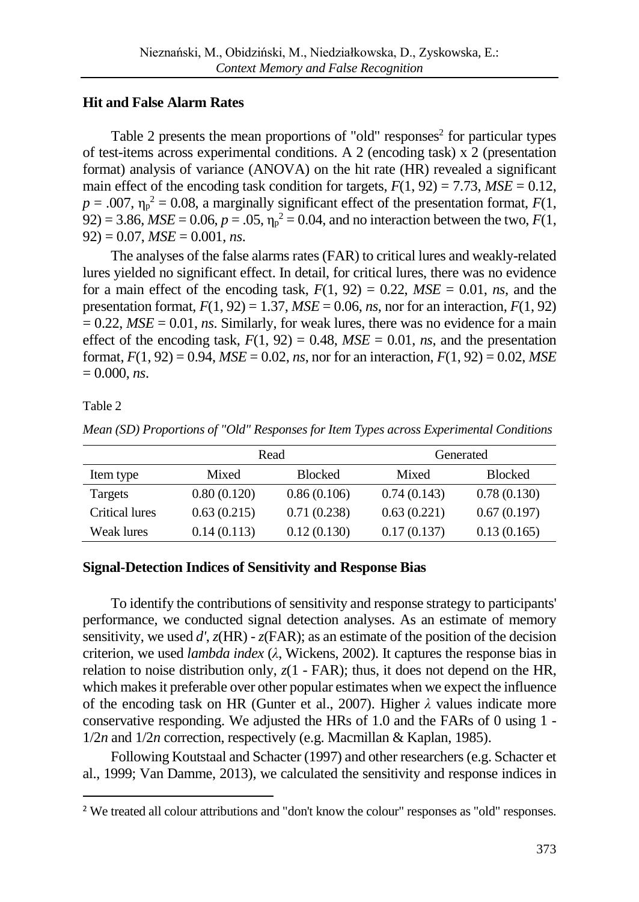## Hit and False Alarm Rates

Table 2 presents the mean proportions of "old" responses[2] for particular types of test-items across experimental conditions. A 2 (encoding task) x 2 (presentation format) analysis of variance (ANOVA) on the hit rate (HR) revealed a significant main effect of the encoding task condition for targets, $F(1, 92) = 7.73$, $MSE = 0.12$, $p = .007$, $\eta_p^2 = 0.08$, a marginally significant effect of the presentation format, $F(1, 92) = 3.86$, $MSE = 0.06$, $p = .05$, $\eta_p^2 = 0.04$, and no interaction between the two, $F(1, 92) = 0.07$, $MSE = 0.001$, *ns*.

The analyses of the false alarms rates (FAR) to critical lures and weakly-related lures yielded no significant effect. In detail, for critical lures, there was no evidence for a main effect of the encoding task, $F(1, 92) = 0.22$, $MSE = 0.01$, *ns*, and the presentation format, $F(1, 92) = 1.37$, $MSE = 0.06$, *ns*, nor for an interaction, $F(1, 92) = 0.22$, $MSE = 0.01$, *ns*. Similarly, for weak lures, there was no evidence for a main effect of the encoding task, $F(1, 92) = 0.48$, $MSE = 0.01$, *ns*, and the presentation format, $F(1, 92) = 0.94$, $MSE = 0.02$, *ns*, nor for an interaction, $F(1, 92) = 0.02$, $MSE = 0.000$, *ns*.

Table 2

*Mean (SD) Proportions of "Old" Responses for Item Types across Experimental Conditions*

| | Read | | Generated | |
|---|---|---|---|---|
| Item type | Mixed | Blocked | Mixed | Blocked |
| Targets | 0.80 (0.120) | 0.86 (0.106) | 0.74 (0.143) | 0.78 (0.130) |
| Critical lures | 0.63 (0.215) | 0.71 (0.238) | 0.63 (0.221) | 0.67 (0.197) |
| Weak lures | 0.14 (0.113) | 0.12 (0.130) | 0.17 (0.137) | 0.13 (0.165) |

## Signal-Detection Indices of Sensitivity and Response Bias

To identify the contributions of sensitivity and response strategy to participants' performance, we conducted signal detection analyses. As an estimate of memory sensitivity, we used $d'$, $z(\text{HR}) - z(\text{FAR})$; as an estimate of the position of the decision criterion, we used *lambda index* ($\lambda$, Wickens, 2002). It captures the response bias in relation to noise distribution only, $z(1 - \text{FAR})$; thus, it does not depend on the HR, which makes it preferable over other popular estimates when we expect the influence of the encoding task on HR (Gunter et al., 2007). Higher $\lambda$ values indicate more conservative responding. We adjusted the HRs of 1.0 and the FARs of 0 using $1 - 1/2n$ and $1/2n$ correction, respectively (e.g. Macmillan & Kaplan, 1985).

Following Koutstaal and Schacter (1997) and other researchers (e.g. Schacter et al., 1999; Van Damme, 2013), we calculated the sensitivity and response indices in

[2] We treated all colour attributions and "don't know the colour" responses as "old" responses.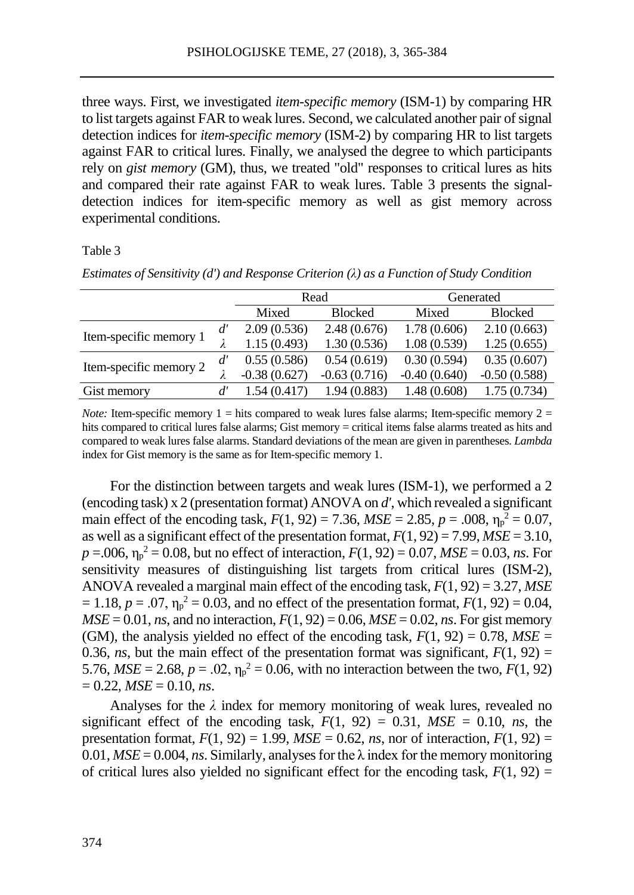three ways. First, we investigated *item-specific memory* (ISM-1) by comparing HR to list targets against FAR to weak lures. Second, we calculated another pair of signal detection indices for *item-specific memory* (ISM-2) by comparing HR to list targets against FAR to critical lures. Finally, we analysed the degree to which participants rely on *gist memory* (GM), thus, we treated "old" responses to critical lures as hits and compared their rate against FAR to weak lures. Table 3 presents the signal-detection indices for item-specific memory as well as gist memory across experimental conditions.

Table 3

*Estimates of Sensitivity (d') and Response Criterion (λ) as a Function of Study Condition*

| | | Read | | Generated | |
|---|---|---|---|---|---|
| | | Mixed | Blocked | Mixed | Blocked |
| Item-specific memory 1 | *d'* | 2.09 (0.536) | 2.48 (0.676) | 1.78 (0.606) | 2.10 (0.663) |
| | *λ* | 1.15 (0.493) | 1.30 (0.536) | 1.08 (0.539) | 1.25 (0.655) |
| Item-specific memory 2 | *d'* | 0.55 (0.586) | 0.54 (0.619) | 0.30 (0.594) | 0.35 (0.607) |
| | *λ* | -0.38 (0.627) | -0.63 (0.716) | -0.40 (0.640) | -0.50 (0.588) |
| Gist memory | *d'* | 1.54 (0.417) | 1.94 (0.883) | 1.48 (0.608) | 1.75 (0.734) |

*Note:* Item-specific memory 1 = hits compared to weak lures false alarms; Item-specific memory 2 = hits compared to critical lures false alarms; Gist memory = critical items false alarms treated as hits and compared to weak lures false alarms. Standard deviations of the mean are given in parentheses. *Lambda* index for Gist memory is the same as for Item-specific memory 1.

For the distinction between targets and weak lures (ISM-1), we performed a 2 (encoding task) x 2 (presentation format) ANOVA on *d'*, which revealed a significant main effect of the encoding task, $F(1, 92) = 7.36$, $MSE = 2.85$, $p = .008$, $\eta_p^2 = 0.07$, as well as a significant effect of the presentation format, $F(1, 92) = 7.99$, $MSE = 3.10$, $p = .006$, $\eta_p^2 = 0.08$, but no effect of interaction, $F(1, 92) = 0.07$, $MSE = 0.03$, *ns*. For sensitivity measures of distinguishing list targets from critical lures (ISM-2), ANOVA revealed a marginal main effect of the encoding task, $F(1, 92) = 3.27$, $MSE = 1.18$, $p = .07$, $\eta_p^2 = 0.03$, and no effect of the presentation format, $F(1, 92) = 0.04$, $MSE = 0.01$, *ns*, and no interaction, $F(1, 92) = 0.06$, $MSE = 0.02$, *ns*. For gist memory (GM), the analysis yielded no effect of the encoding task, $F(1, 92) = 0.78$, $MSE = 0.36$, *ns*, but the main effect of the presentation format was significant, $F(1, 92) = 5.76$, $MSE = 2.68$, $p = .02$, $\eta_p^2 = 0.06$, with no interaction between the two, $F(1, 92) = 0.22$, $MSE = 0.10$, *ns*.

Analyses for the *λ* index for memory monitoring of weak lures, revealed no significant effect of the encoding task, $F(1, 92) = 0.31$, $MSE = 0.10$, *ns*, the presentation format, $F(1, 92) = 1.99$, $MSE = 0.62$, *ns*, nor of interaction, $F(1, 92) = 0.01$, $MSE = 0.004$, *ns*. Similarly, analyses for the λ index for the memory monitoring of critical lures also yielded no significant effect for the encoding task, $F(1, 92) =$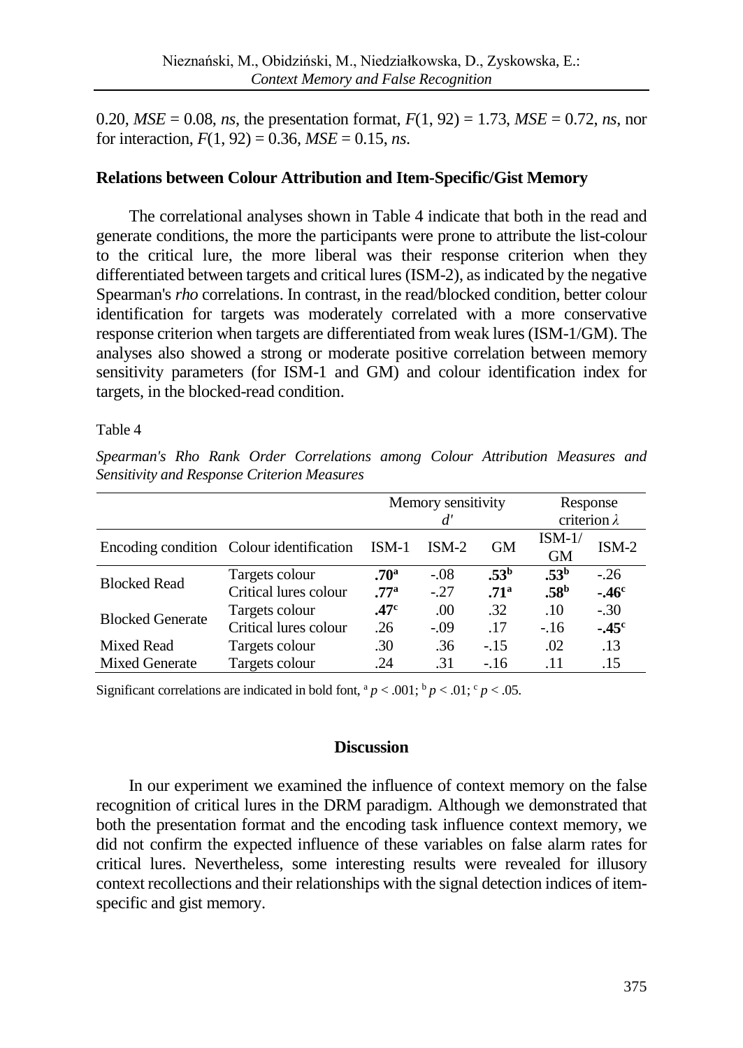0.20, *MSE* = 0.08, *ns*, the presentation format, $F(1, 92) = 1.73$, *MSE* = 0.72, *ns*, nor for interaction, $F(1, 92) = 0.36$, *MSE* = 0.15, *ns*.

## Relations between Colour Attribution and Item-Specific/Gist Memory

The correlational analyses shown in Table 4 indicate that both in the read and generate conditions, the more the participants were prone to attribute the list-colour to the critical lure, the more liberal was their response criterion when they differentiated between targets and critical lures (ISM-2), as indicated by the negative Spearman's *rho* correlations. In contrast, in the read/blocked condition, better colour identification for targets was moderately correlated with a more conservative response criterion when targets are differentiated from weak lures (ISM-1/GM). The analyses also showed a strong or moderate positive correlation between memory sensitivity parameters (for ISM-1 and GM) and colour identification index for targets, in the blocked-read condition.

Table 4

*Spearman's Rho Rank Order Correlations among Colour Attribution Measures and Sensitivity and Response Criterion Measures*

| | | Memory sensitivity $d'$ | | | Response criterion $\lambda$ | |
|---|---|---|---|---|---|---|
| Encoding condition | Colour identification | ISM-1 | ISM-2 | GM | ISM-1/ GM | ISM-2 |
| Blocked Read | Targets colour | **.70**[a] | -.08 | **.53**[b] | **.53**[b] | -.26 |
| | Critical lures colour | **.77**[a] | -.27 | **.71**[a] | **.58**[b] | **-.46**[c] |
| Blocked Generate | Targets colour | **.47**[c] | .00 | .32 | .10 | -.30 |
| | Critical lures colour | .26 | -.09 | .17 | -.16 | **-.45**[c] |
| Mixed Read | Targets colour | .30 | .36 | -.15 | .02 | .13 |
| Mixed Generate | Targets colour | .24 | .31 | -.16 | .11 | .15 |

Significant correlations are indicated in bold font, [a] $p < .001$; [b] $p < .01$; [c] $p < .05$.

## Discussion

In our experiment we examined the influence of context memory on the false recognition of critical lures in the DRM paradigm. Although we demonstrated that both the presentation format and the encoding task influence context memory, we did not confirm the expected influence of these variables on false alarm rates for critical lures. Nevertheless, some interesting results were revealed for illusory context recollections and their relationships with the signal detection indices of item-specific and gist memory.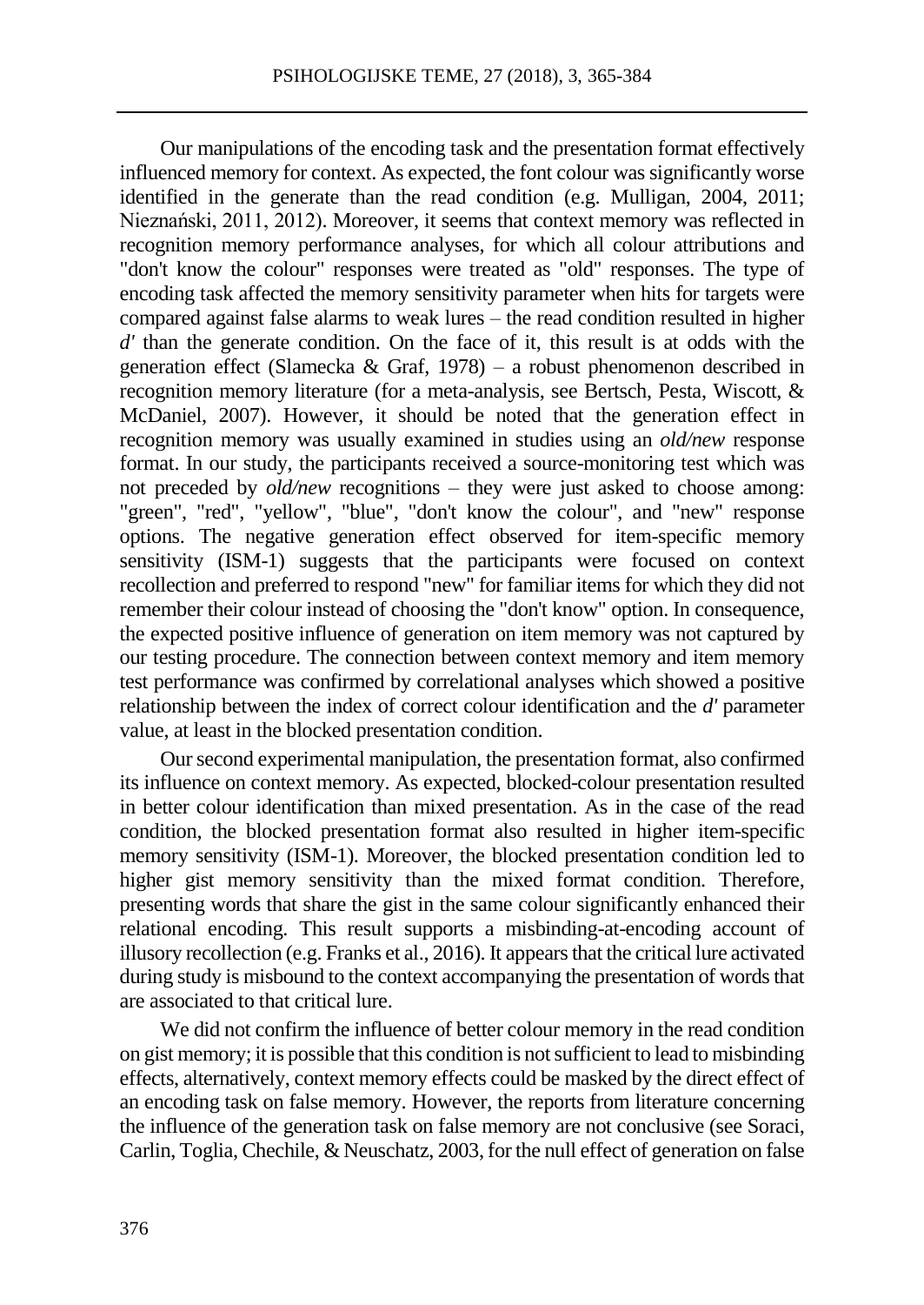Our manipulations of the encoding task and the presentation format effectively influenced memory for context. As expected, the font colour was significantly worse identified in the generate than the read condition (e.g. Mulligan, 2004, 2011; Nieznański, 2011, 2012). Moreover, it seems that context memory was reflected in recognition memory performance analyses, for which all colour attributions and "don't know the colour" responses were treated as "old" responses. The type of encoding task affected the memory sensitivity parameter when hits for targets were compared against false alarms to weak lures – the read condition resulted in higher *d′* than the generate condition. On the face of it, this result is at odds with the generation effect (Slamecka & Graf, 1978) – a robust phenomenon described in recognition memory literature (for a meta-analysis, see Bertsch, Pesta, Wiscott, & McDaniel, 2007). However, it should be noted that the generation effect in recognition memory was usually examined in studies using an *old/new* response format. In our study, the participants received a source-monitoring test which was not preceded by *old/new* recognitions – they were just asked to choose among: "green", "red", "yellow", "blue", "don't know the colour", and "new" response options. The negative generation effect observed for item-specific memory sensitivity (ISM-1) suggests that the participants were focused on context recollection and preferred to respond "new" for familiar items for which they did not remember their colour instead of choosing the "don't know" option. In consequence, the expected positive influence of generation on item memory was not captured by our testing procedure. The connection between context memory and item memory test performance was confirmed by correlational analyses which showed a positive relationship between the index of correct colour identification and the *d′* parameter value, at least in the blocked presentation condition.

Our second experimental manipulation, the presentation format, also confirmed its influence on context memory. As expected, blocked-colour presentation resulted in better colour identification than mixed presentation. As in the case of the read condition, the blocked presentation format also resulted in higher item-specific memory sensitivity (ISM-1). Moreover, the blocked presentation condition led to higher gist memory sensitivity than the mixed format condition. Therefore, presenting words that share the gist in the same colour significantly enhanced their relational encoding. This result supports a misbinding-at-encoding account of illusory recollection (e.g. Franks et al., 2016). It appears that the critical lure activated during study is misbound to the context accompanying the presentation of words that are associated to that critical lure.

We did not confirm the influence of better colour memory in the read condition on gist memory; it is possible that this condition is not sufficient to lead to misbinding effects, alternatively, context memory effects could be masked by the direct effect of an encoding task on false memory. However, the reports from literature concerning the influence of the generation task on false memory are not conclusive (see Soraci, Carlin, Toglia, Chechile, & Neuschatz, 2003, for the null effect of generation on false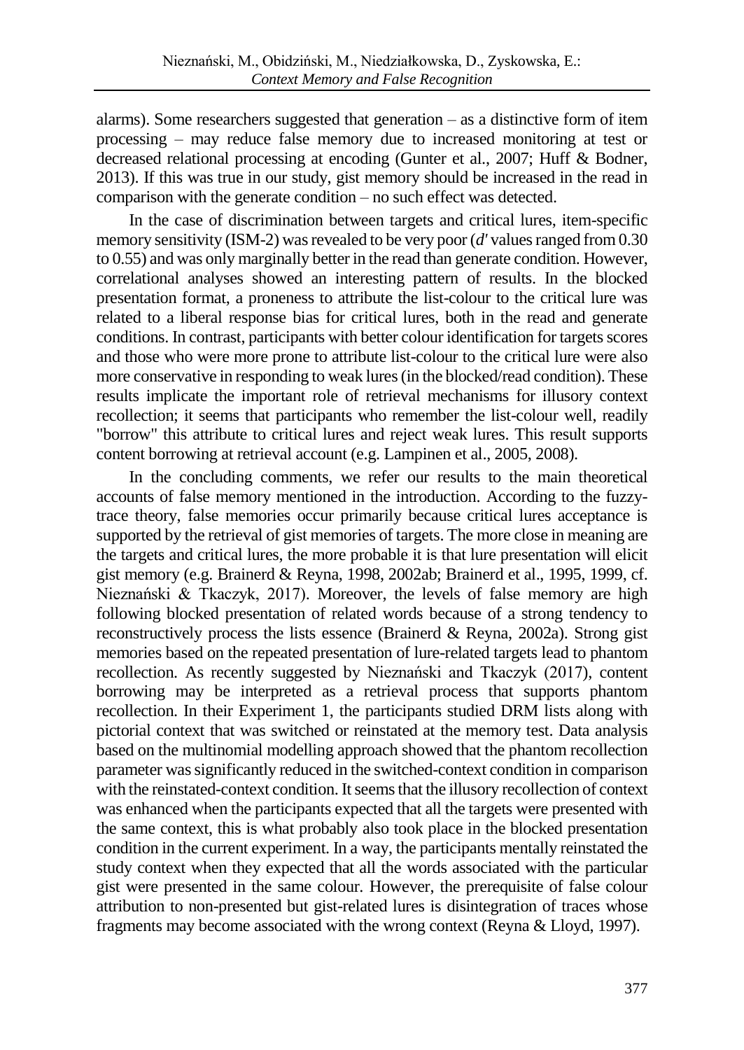alarms). Some researchers suggested that generation – as a distinctive form of item processing – may reduce false memory due to increased monitoring at test or decreased relational processing at encoding (Gunter et al., 2007; Huff & Bodner, 2013). If this was true in our study, gist memory should be increased in the read in comparison with the generate condition – no such effect was detected.

In the case of discrimination between targets and critical lures, item-specific memory sensitivity (ISM-2) was revealed to be very poor ($d'$ values ranged from 0.30 to 0.55) and was only marginally better in the read than generate condition. However, correlational analyses showed an interesting pattern of results. In the blocked presentation format, a proneness to attribute the list-colour to the critical lure was related to a liberal response bias for critical lures, both in the read and generate conditions. In contrast, participants with better colour identification for targets scores and those who were more prone to attribute list-colour to the critical lure were also more conservative in responding to weak lures (in the blocked/read condition). These results implicate the important role of retrieval mechanisms for illusory context recollection; it seems that participants who remember the list-colour well, readily "borrow" this attribute to critical lures and reject weak lures. This result supports content borrowing at retrieval account (e.g. Lampinen et al., 2005, 2008).

In the concluding comments, we refer our results to the main theoretical accounts of false memory mentioned in the introduction. According to the fuzzy-trace theory, false memories occur primarily because critical lures acceptance is supported by the retrieval of gist memories of targets. The more close in meaning are the targets and critical lures, the more probable it is that lure presentation will elicit gist memory (e.g. Brainerd & Reyna, 1998, 2002ab; Brainerd et al., 1995, 1999, cf. Nieznański & Tkaczyk, 2017). Moreover, the levels of false memory are high following blocked presentation of related words because of a strong tendency to reconstructively process the lists essence (Brainerd & Reyna, 2002a). Strong gist memories based on the repeated presentation of lure-related targets lead to phantom recollection. As recently suggested by Nieznański and Tkaczyk (2017), content borrowing may be interpreted as a retrieval process that supports phantom recollection. In their Experiment 1, the participants studied DRM lists along with pictorial context that was switched or reinstated at the memory test. Data analysis based on the multinomial modelling approach showed that the phantom recollection parameter was significantly reduced in the switched-context condition in comparison with the reinstated-context condition. It seems that the illusory recollection of context was enhanced when the participants expected that all the targets were presented with the same context, this is what probably also took place in the blocked presentation condition in the current experiment. In a way, the participants mentally reinstated the study context when they expected that all the words associated with the particular gist were presented in the same colour. However, the prerequisite of false colour attribution to non-presented but gist-related lures is disintegration of traces whose fragments may become associated with the wrong context (Reyna & Lloyd, 1997).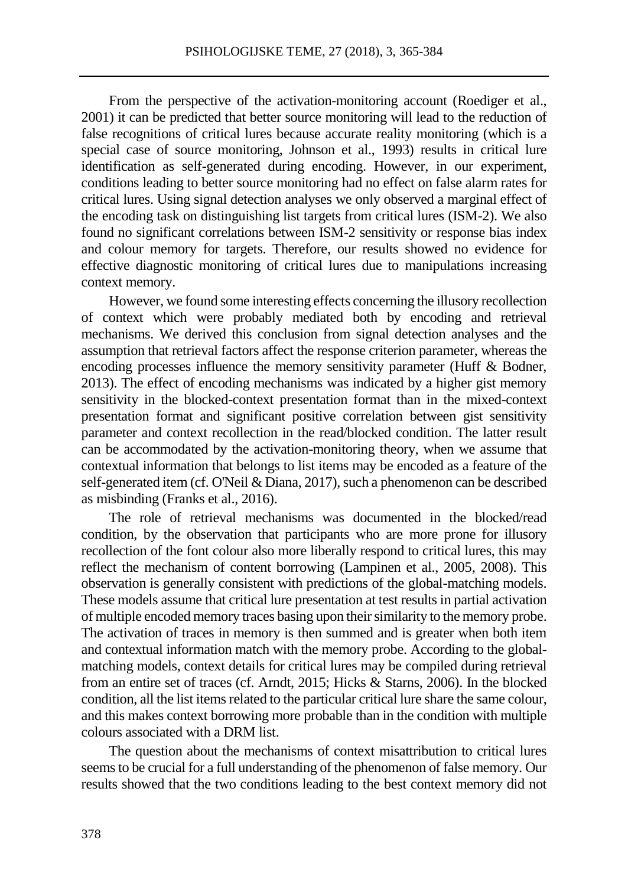From the perspective of the activation-monitoring account (Roediger et al., 2001) it can be predicted that better source monitoring will lead to the reduction of false recognitions of critical lures because accurate reality monitoring (which is a special case of source monitoring, Johnson et al., 1993) results in critical lure identification as self-generated during encoding. However, in our experiment, conditions leading to better source monitoring had no effect on false alarm rates for critical lures. Using signal detection analyses we only observed a marginal effect of the encoding task on distinguishing list targets from critical lures (ISM-2). We also found no significant correlations between ISM-2 sensitivity or response bias index and colour memory for targets. Therefore, our results showed no evidence for effective diagnostic monitoring of critical lures due to manipulations increasing context memory.

However, we found some interesting effects concerning the illusory recollection of context which were probably mediated both by encoding and retrieval mechanisms. We derived this conclusion from signal detection analyses and the assumption that retrieval factors affect the response criterion parameter, whereas the encoding processes influence the memory sensitivity parameter (Huff & Bodner, 2013). The effect of encoding mechanisms was indicated by a higher gist memory sensitivity in the blocked-context presentation format than in the mixed-context presentation format and significant positive correlation between gist sensitivity parameter and context recollection in the read/blocked condition. The latter result can be accommodated by the activation-monitoring theory, when we assume that contextual information that belongs to list items may be encoded as a feature of the self-generated item (cf. O'Neil & Diana, 2017), such a phenomenon can be described as misbinding (Franks et al., 2016).

The role of retrieval mechanisms was documented in the blocked/read condition, by the observation that participants who are more prone for illusory recollection of the font colour also more liberally respond to critical lures, this may reflect the mechanism of content borrowing (Lampinen et al., 2005, 2008). This observation is generally consistent with predictions of the global-matching models. These models assume that critical lure presentation at test results in partial activation of multiple encoded memory traces basing upon their similarity to the memory probe. The activation of traces in memory is then summed and is greater when both item and contextual information match with the memory probe. According to the global-matching models, context details for critical lures may be compiled during retrieval from an entire set of traces (cf. Arndt, 2015; Hicks & Starns, 2006). In the blocked condition, all the list items related to the particular critical lure share the same colour, and this makes context borrowing more probable than in the condition with multiple colours associated with a DRM list.

The question about the mechanisms of context misattribution to critical lures seems to be crucial for a full understanding of the phenomenon of false memory. Our results showed that the two conditions leading to the best context memory did not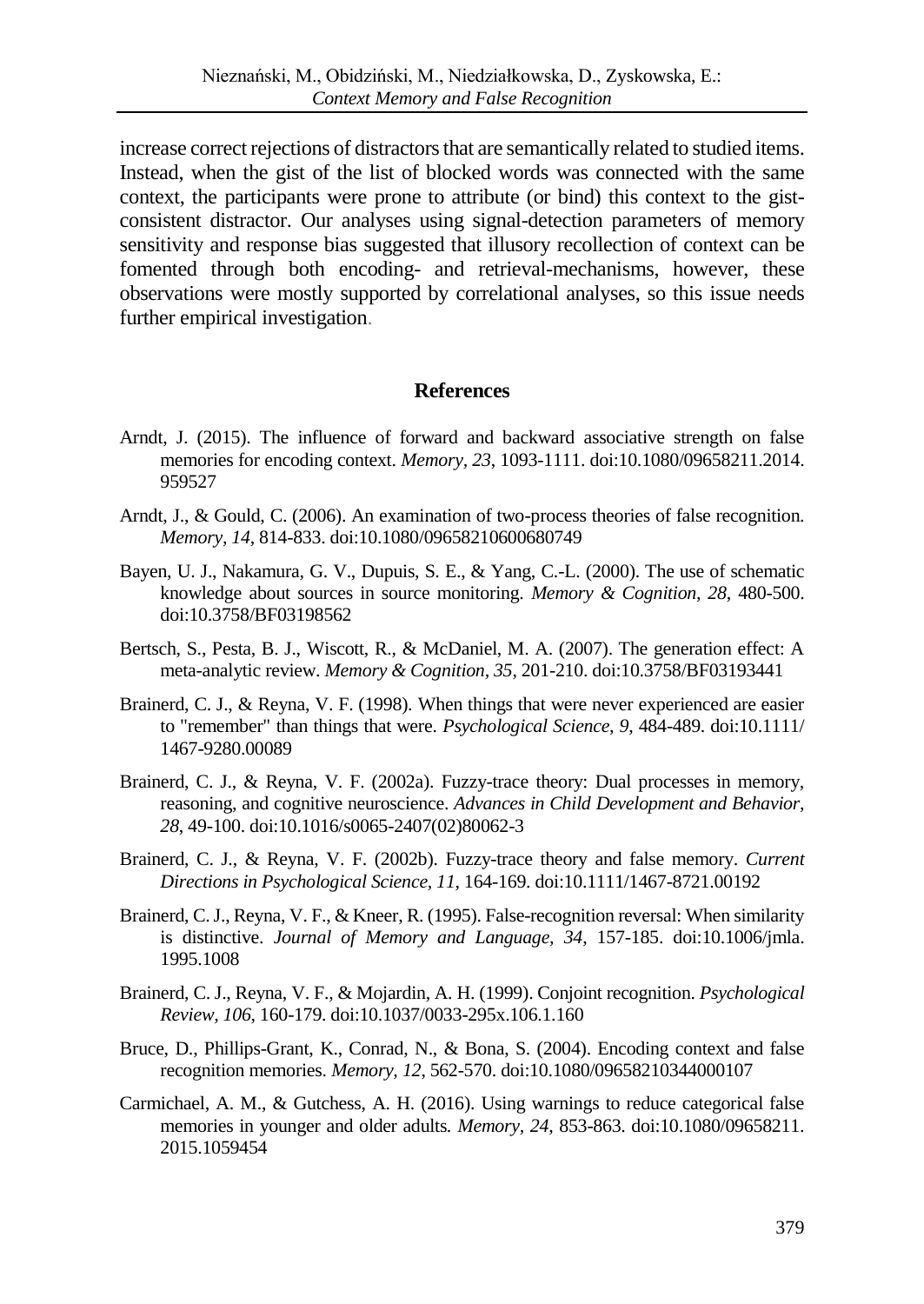increase correct rejections of distractors that are semantically related to studied items. Instead, when the gist of the list of blocked words was connected with the same context, the participants were prone to attribute (or bind) this context to the gist-consistent distractor. Our analyses using signal-detection parameters of memory sensitivity and response bias suggested that illusory recollection of context can be fomented through both encoding- and retrieval-mechanisms, however, these observations were mostly supported by correlational analyses, so this issue needs further empirical investigation.

## References

Arndt, J. (2015). The influence of forward and backward associative strength on false memories for encoding context. *Memory, 23*, 1093-1111. doi:10.1080/09658211.2014.959527

Arndt, J., & Gould, C. (2006). An examination of two-process theories of false recognition. *Memory, 14*, 814-833. doi:10.1080/09658210600680749

Bayen, U. J., Nakamura, G. V., Dupuis, S. E., & Yang, C.-L. (2000). The use of schematic knowledge about sources in source monitoring. *Memory & Cognition, 28*, 480-500. doi:10.3758/BF03198562

Bertsch, S., Pesta, B. J., Wiscott, R., & McDaniel, M. A. (2007). The generation effect: A meta-analytic review. *Memory & Cognition, 35*, 201-210. doi:10.3758/BF03193441

Brainerd, C. J., & Reyna, V. F. (1998). When things that were never experienced are easier to "remember" than things that were. *Psychological Science, 9*, 484-489. doi:10.1111/1467-9280.00089

Brainerd, C. J., & Reyna, V. F. (2002a). Fuzzy-trace theory: Dual processes in memory, reasoning, and cognitive neuroscience. *Advances in Child Development and Behavior, 28*, 49-100. doi:10.1016/s0065-2407(02)80062-3

Brainerd, C. J., & Reyna, V. F. (2002b). Fuzzy-trace theory and false memory. *Current Directions in Psychological Science, 11*, 164-169. doi:10.1111/1467-8721.00192

Brainerd, C. J., Reyna, V. F., & Kneer, R. (1995). False-recognition reversal: When similarity is distinctive. *Journal of Memory and Language, 34*, 157-185. doi:10.1006/jmla.1995.1008

Brainerd, C. J., Reyna, V. F., & Mojardin, A. H. (1999). Conjoint recognition. *Psychological Review, 106*, 160-179. doi:10.1037/0033-295x.106.1.160

Bruce, D., Phillips-Grant, K., Conrad, N., & Bona, S. (2004). Encoding context and false recognition memories. *Memory, 12*, 562-570. doi:10.1080/09658210344000107

Carmichael, A. M., & Gutchess, A. H. (2016). Using warnings to reduce categorical false memories in younger and older adults. *Memory, 24*, 853-863. doi:10.1080/09658211.2015.1059454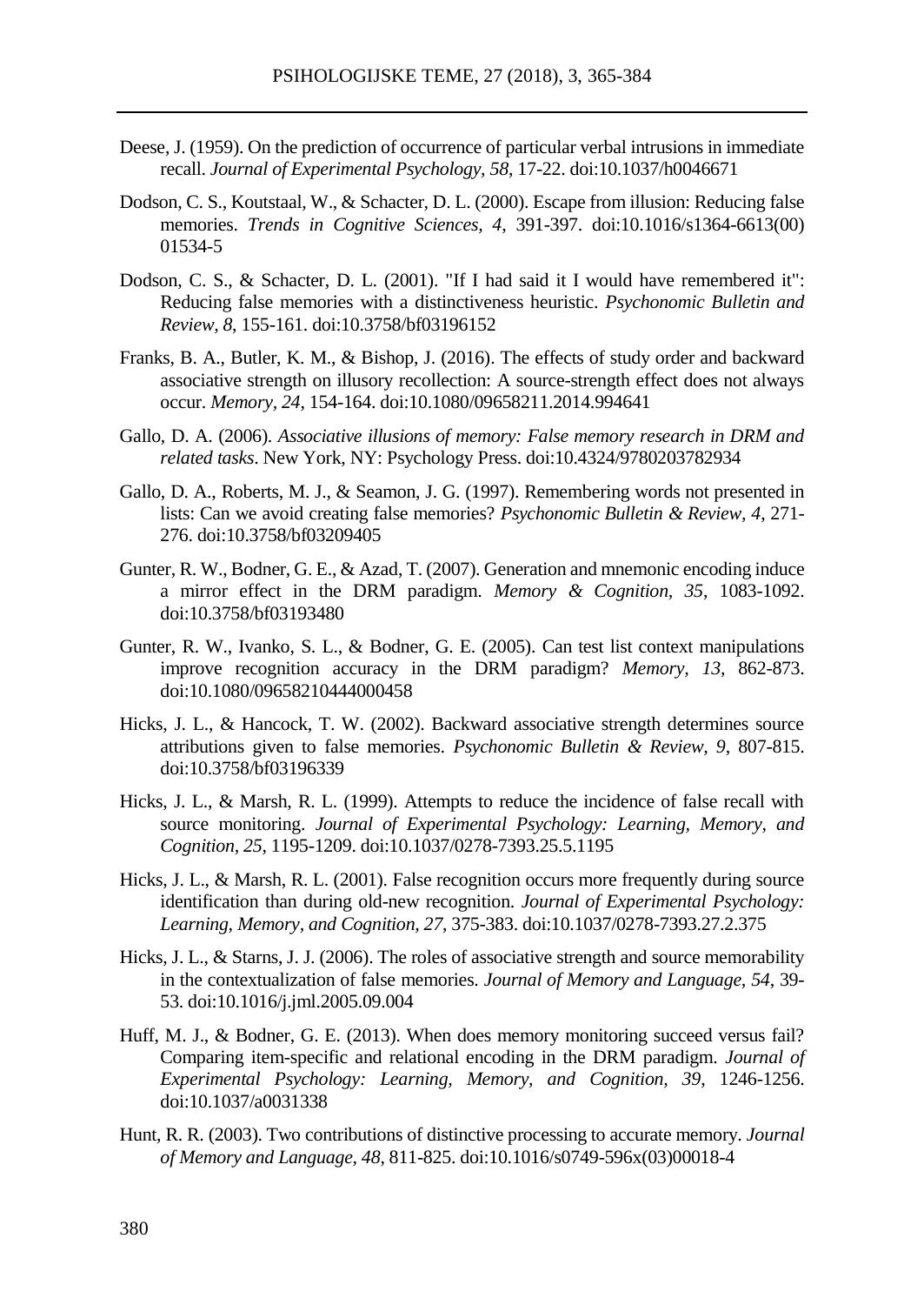Deese, J. (1959). On the prediction of occurrence of particular verbal intrusions in immediate recall. *Journal of Experimental Psychology, 58*, 17-22. doi:10.1037/h0046671

Dodson, C. S., Koutstaal, W., & Schacter, D. L. (2000). Escape from illusion: Reducing false memories. *Trends in Cognitive Sciences, 4*, 391-397. doi:10.1016/s1364-6613(00)01534-5

Dodson, C. S., & Schacter, D. L. (2001). "If I had said it I would have remembered it": Reducing false memories with a distinctiveness heuristic. *Psychonomic Bulletin and Review, 8*, 155-161. doi:10.3758/bf03196152

Franks, B. A., Butler, K. M., & Bishop, J. (2016). The effects of study order and backward associative strength on illusory recollection: A source-strength effect does not always occur. *Memory, 24*, 154-164. doi:10.1080/09658211.2014.994641

Gallo, D. A. (2006). *Associative illusions of memory: False memory research in DRM and related tasks*. New York, NY: Psychology Press. doi:10.4324/9780203782934

Gallo, D. A., Roberts, M. J., & Seamon, J. G. (1997). Remembering words not presented in lists: Can we avoid creating false memories? *Psychonomic Bulletin & Review, 4*, 271-276. doi:10.3758/bf03209405

Gunter, R. W., Bodner, G. E., & Azad, T. (2007). Generation and mnemonic encoding induce a mirror effect in the DRM paradigm. *Memory & Cognition, 35*, 1083-1092. doi:10.3758/bf03193480

Gunter, R. W., Ivanko, S. L., & Bodner, G. E. (2005). Can test list context manipulations improve recognition accuracy in the DRM paradigm? *Memory, 13*, 862-873. doi:10.1080/09658210444000458

Hicks, J. L., & Hancock, T. W. (2002). Backward associative strength determines source attributions given to false memories. *Psychonomic Bulletin & Review, 9*, 807-815. doi:10.3758/bf03196339

Hicks, J. L., & Marsh, R. L. (1999). Attempts to reduce the incidence of false recall with source monitoring. *Journal of Experimental Psychology: Learning, Memory, and Cognition, 25*, 1195-1209. doi:10.1037/0278-7393.25.5.1195

Hicks, J. L., & Marsh, R. L. (2001). False recognition occurs more frequently during source identification than during old-new recognition. *Journal of Experimental Psychology: Learning, Memory, and Cognition, 27*, 375-383. doi:10.1037/0278-7393.27.2.375

Hicks, J. L., & Starns, J. J. (2006). The roles of associative strength and source memorability in the contextualization of false memories. *Journal of Memory and Language, 54*, 39-53. doi:10.1016/j.jml.2005.09.004

Huff, M. J., & Bodner, G. E. (2013). When does memory monitoring succeed versus fail? Comparing item-specific and relational encoding in the DRM paradigm. *Journal of Experimental Psychology: Learning, Memory, and Cognition, 39*, 1246-1256. doi:10.1037/a0031338

Hunt, R. R. (2003). Two contributions of distinctive processing to accurate memory. *Journal of Memory and Language, 48*, 811-825. doi:10.1016/s0749-596x(03)00018-4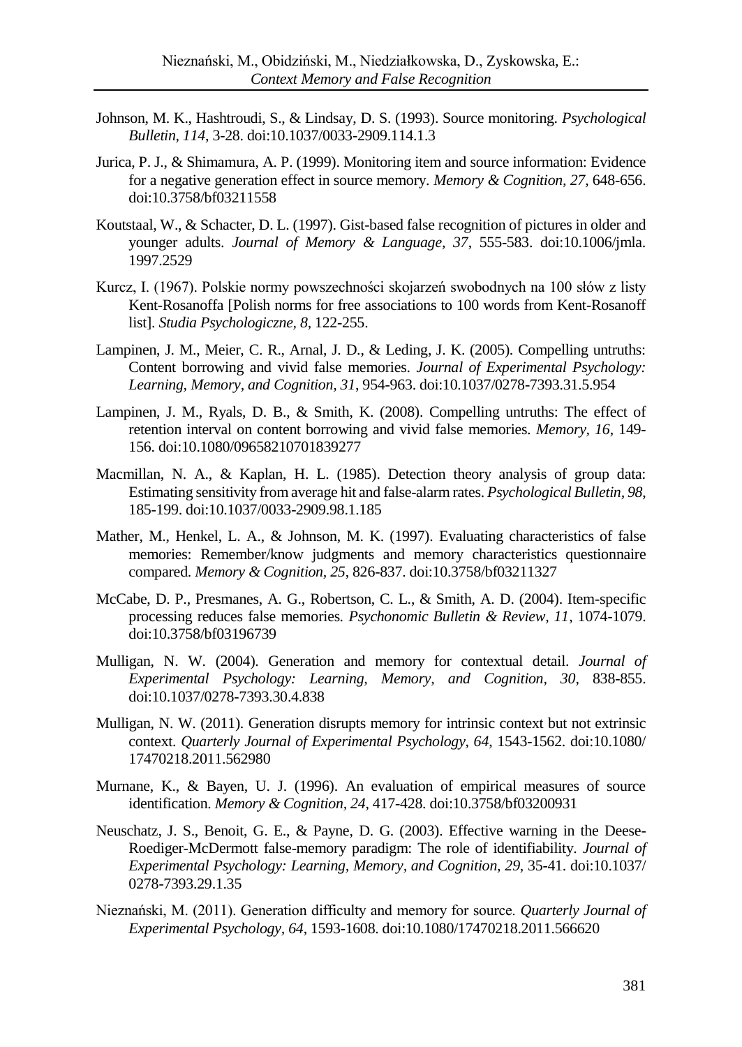Johnson, M. K., Hashtroudi, S., & Lindsay, D. S. (1993). Source monitoring. *Psychological Bulletin, 114*, 3-28. doi:10.1037/0033-2909.114.1.3

Jurica, P. J., & Shimamura, A. P. (1999). Monitoring item and source information: Evidence for a negative generation effect in source memory. *Memory & Cognition, 27*, 648-656. doi:10.3758/bf03211558

Koutstaal, W., & Schacter, D. L. (1997). Gist-based false recognition of pictures in older and younger adults. *Journal of Memory & Language, 37*, 555-583. doi:10.1006/jmla.1997.2529

Kurcz, I. (1967). Polskie normy powszechności skojarzeń swobodnych na 100 słów z listy Kent-Rosanoffa [Polish norms for free associations to 100 words from Kent-Rosanoff list]. *Studia Psychologiczne, 8*, 122-255.

Lampinen, J. M., Meier, C. R., Arnal, J. D., & Leding, J. K. (2005). Compelling untruths: Content borrowing and vivid false memories. *Journal of Experimental Psychology: Learning, Memory, and Cognition, 31*, 954-963. doi:10.1037/0278-7393.31.5.954

Lampinen, J. M., Ryals, D. B., & Smith, K. (2008). Compelling untruths: The effect of retention interval on content borrowing and vivid false memories. *Memory, 16*, 149-156. doi:10.1080/09658210701839277

Macmillan, N. A., & Kaplan, H. L. (1985). Detection theory analysis of group data: Estimating sensitivity from average hit and false-alarm rates. *Psychological Bulletin, 98*, 185-199. doi:10.1037/0033-2909.98.1.185

Mather, M., Henkel, L. A., & Johnson, M. K. (1997). Evaluating characteristics of false memories: Remember/know judgments and memory characteristics questionnaire compared. *Memory & Cognition, 25*, 826-837. doi:10.3758/bf03211327

McCabe, D. P., Presmanes, A. G., Robertson, C. L., & Smith, A. D. (2004). Item-specific processing reduces false memories. *Psychonomic Bulletin & Review, 11*, 1074-1079. doi:10.3758/bf03196739

Mulligan, N. W. (2004). Generation and memory for contextual detail. *Journal of Experimental Psychology: Learning, Memory, and Cognition, 30*, 838-855. doi:10.1037/0278-7393.30.4.838

Mulligan, N. W. (2011). Generation disrupts memory for intrinsic context but not extrinsic context. *Quarterly Journal of Experimental Psychology, 64*, 1543-1562. doi:10.1080/17470218.2011.562980

Murnane, K., & Bayen, U. J. (1996). An evaluation of empirical measures of source identification. *Memory & Cognition, 24*, 417-428. doi:10.3758/bf03200931

Neuschatz, J. S., Benoit, G. E., & Payne, D. G. (2003). Effective warning in the Deese-Roediger-McDermott false-memory paradigm: The role of identifiability. *Journal of Experimental Psychology: Learning, Memory, and Cognition, 29*, 35-41. doi:10.1037/0278-7393.29.1.35

Nieznański, M. (2011). Generation difficulty and memory for source. *Quarterly Journal of Experimental Psychology, 64*, 1593-1608. doi:10.1080/17470218.2011.566620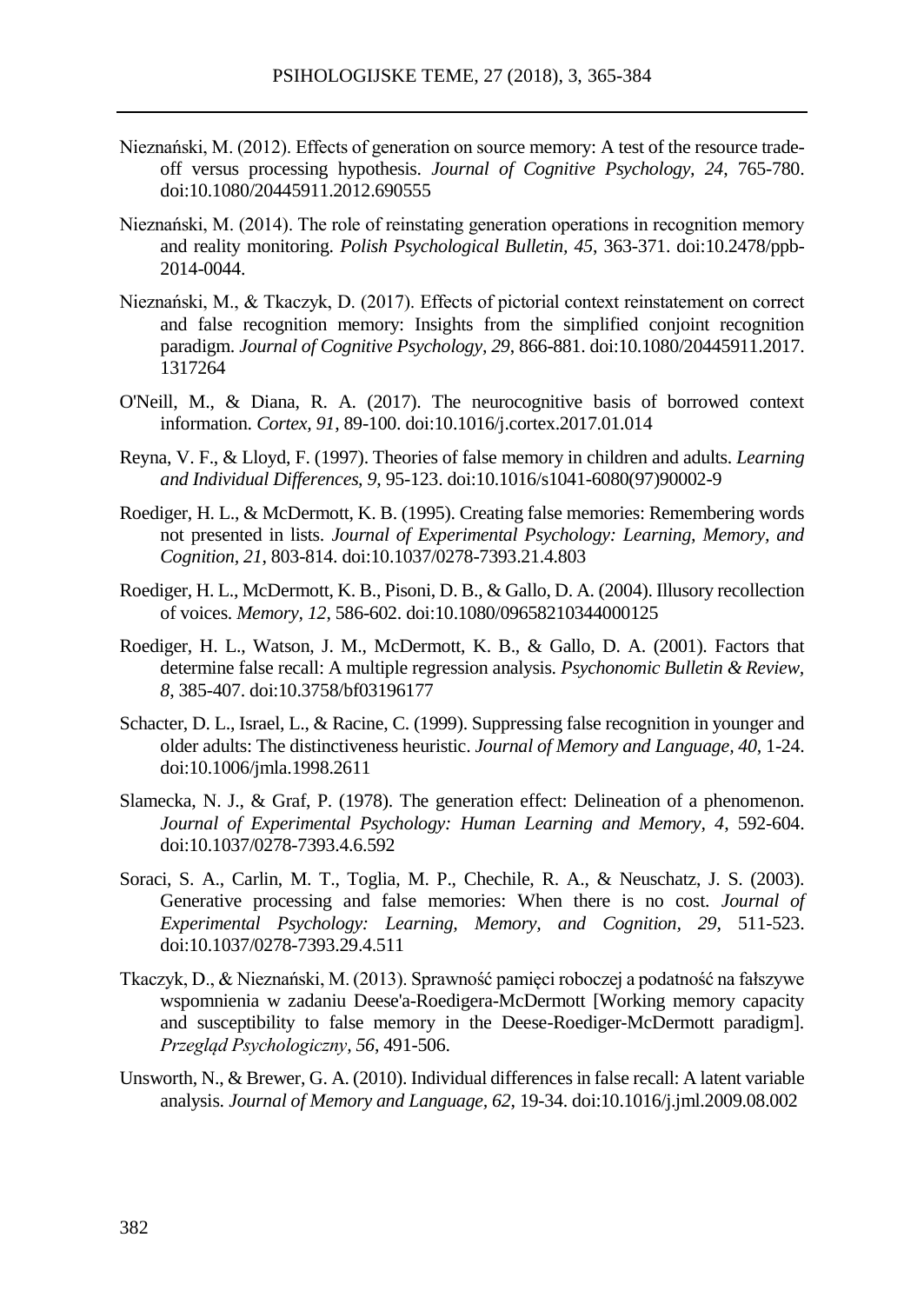Nieznański, M. (2012). Effects of generation on source memory: A test of the resource trade-off versus processing hypothesis. *Journal of Cognitive Psychology, 24*, 765-780. doi:10.1080/20445911.2012.690555

Nieznański, M. (2014). The role of reinstating generation operations in recognition memory and reality monitoring. *Polish Psychological Bulletin, 45*, 363-371. doi:10.2478/ppb-2014-0044.

Nieznański, M., & Tkaczyk, D. (2017). Effects of pictorial context reinstatement on correct and false recognition memory: Insights from the simplified conjoint recognition paradigm. *Journal of Cognitive Psychology, 29*, 866-881. doi:10.1080/20445911.2017.1317264

O'Neill, M., & Diana, R. A. (2017). The neurocognitive basis of borrowed context information. *Cortex, 91*, 89-100. doi:10.1016/j.cortex.2017.01.014

Reyna, V. F., & Lloyd, F. (1997). Theories of false memory in children and adults. *Learning and Individual Differences, 9*, 95-123. doi:10.1016/s1041-6080(97)90002-9

Roediger, H. L., & McDermott, K. B. (1995). Creating false memories: Remembering words not presented in lists. *Journal of Experimental Psychology: Learning, Memory, and Cognition, 21*, 803-814. doi:10.1037/0278-7393.21.4.803

Roediger, H. L., McDermott, K. B., Pisoni, D. B., & Gallo, D. A. (2004). Illusory recollection of voices. *Memory, 12*, 586-602. doi:10.1080/09658210344000125

Roediger, H. L., Watson, J. M., McDermott, K. B., & Gallo, D. A. (2001). Factors that determine false recall: A multiple regression analysis. *Psychonomic Bulletin & Review, 8*, 385-407. doi:10.3758/bf03196177

Schacter, D. L., Israel, L., & Racine, C. (1999). Suppressing false recognition in younger and older adults: The distinctiveness heuristic. *Journal of Memory and Language, 40*, 1-24. doi:10.1006/jmla.1998.2611

Slamecka, N. J., & Graf, P. (1978). The generation effect: Delineation of a phenomenon. *Journal of Experimental Psychology: Human Learning and Memory, 4*, 592-604. doi:10.1037/0278-7393.4.6.592

Soraci, S. A., Carlin, M. T., Toglia, M. P., Chechile, R. A., & Neuschatz, J. S. (2003). Generative processing and false memories: When there is no cost. *Journal of Experimental Psychology: Learning, Memory, and Cognition, 29*, 511-523. doi:10.1037/0278-7393.29.4.511

Tkaczyk, D., & Nieznański, M. (2013). Sprawność pamięci roboczej a podatność na fałszywe wspomnienia w zadaniu Deese'a-Roedigera-McDermott [Working memory capacity and susceptibility to false memory in the Deese-Roediger-McDermott paradigm]. *Przegląd Psychologiczny, 56*, 491-506.

Unsworth, N., & Brewer, G. A. (2010). Individual differences in false recall: A latent variable analysis. *Journal of Memory and Language, 62*, 19-34. doi:10.1016/j.jml.2009.08.002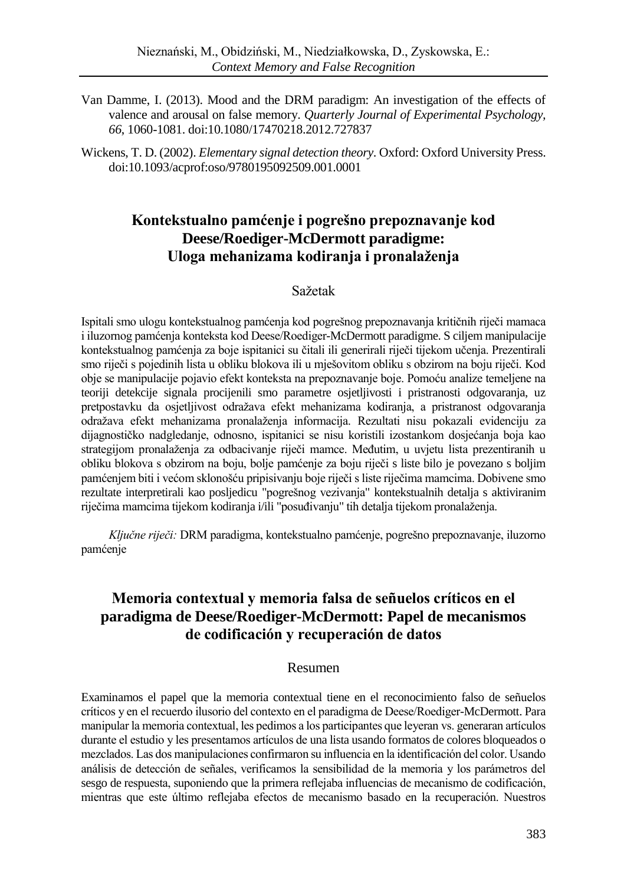Van Damme, I. (2013). Mood and the DRM paradigm: An investigation of the effects of valence and arousal on false memory. *Quarterly Journal of Experimental Psychology, 66*, 1060-1081. doi:10.1080/17470218.2012.727837

Wickens, T. D. (2002). *Elementary signal detection theory*. Oxford: Oxford University Press. doi:10.1093/acprof:oso/9780195092509.001.0001

## Kontekstualno pamćenje i pogrešno prepoznavanje kod Deese/Roediger-McDermott paradigme: Uloga mehanizama kodiranja i pronalaženja

### Sažetak

Ispitali smo ulogu kontekstualnog pamćenja kod pogrešnog prepoznavanja kritičnih riječi mamaca i iluzornog pamćenja konteksta kod Deese/Roediger-McDermott paradigme. S ciljem manipulacije kontekstualnog pamćenja za boje ispitanici su čitali ili generirali riječi tijekom učenja. Prezentirali smo riječi s pojedinih lista u obliku blokova ili u mješovitom obliku s obzirom na boju riječi. Kod obje se manipulacije pojavio efekt konteksta na prepoznavanje boje. Pomoću analize temeljene na teoriji detekcije signala procijenili smo parametre osjetljivosti i pristranosti odgovaranja, uz pretpostavku da osjetljivost odražava efekt mehanizama kodiranja, a pristranost odgovaranja odražava efekt mehanizama pronalaženja informacija. Rezultati nisu pokazali evidenciju za dijagnostičko nadgledanje, odnosno, ispitanici se nisu koristili izostankom dosjećanja boja kao strategijom pronalaženja za odbacivanje riječi mamce. Međutim, u uvjetu lista prezentiranih u obliku blokova s obzirom na boju, bolje pamćenje za boju riječi s liste bilo je povezano s boljim pamćenjem biti i većom sklonošću pripisivanju boje riječi s liste riječima mamcima. Dobivene smo rezultate interpretirali kao posljedicu "pogrešnog vezivanja" kontekstualnih detalja s aktiviranim riječima mamcima tijekom kodiranja i/ili "posuđivanju" tih detalja tijekom pronalaženja.

*Ključne riječi:* DRM paradigma, kontekstualno pamćenje, pogrešno prepoznavanje, iluzorno pamćenje

## Memoria contextual y memoria falsa de señuelos críticos en el paradigma de Deese/Roediger-McDermott: Papel de mecanismos de codificación y recuperación de datos

### Resumen

Examinamos el papel que la memoria contextual tiene en el reconocimiento falso de señuelos críticos y en el recuerdo ilusorio del contexto en el paradigma de Deese/Roediger-McDermott. Para manipular la memoria contextual, les pedimos a los participantes que leyeran vs. generaran artículos durante el estudio y les presentamos artículos de una lista usando formatos de colores bloqueados o mezclados. Las dos manipulaciones confirmaron su influencia en la identificación del color. Usando análisis de detección de señales, verificamos la sensibilidad de la memoria y los parámetros del sesgo de respuesta, suponiendo que la primera reflejaba influencias de mecanismo de codificación, mientras que este último reflejaba efectos de mecanismo basado en la recuperación. Nuestros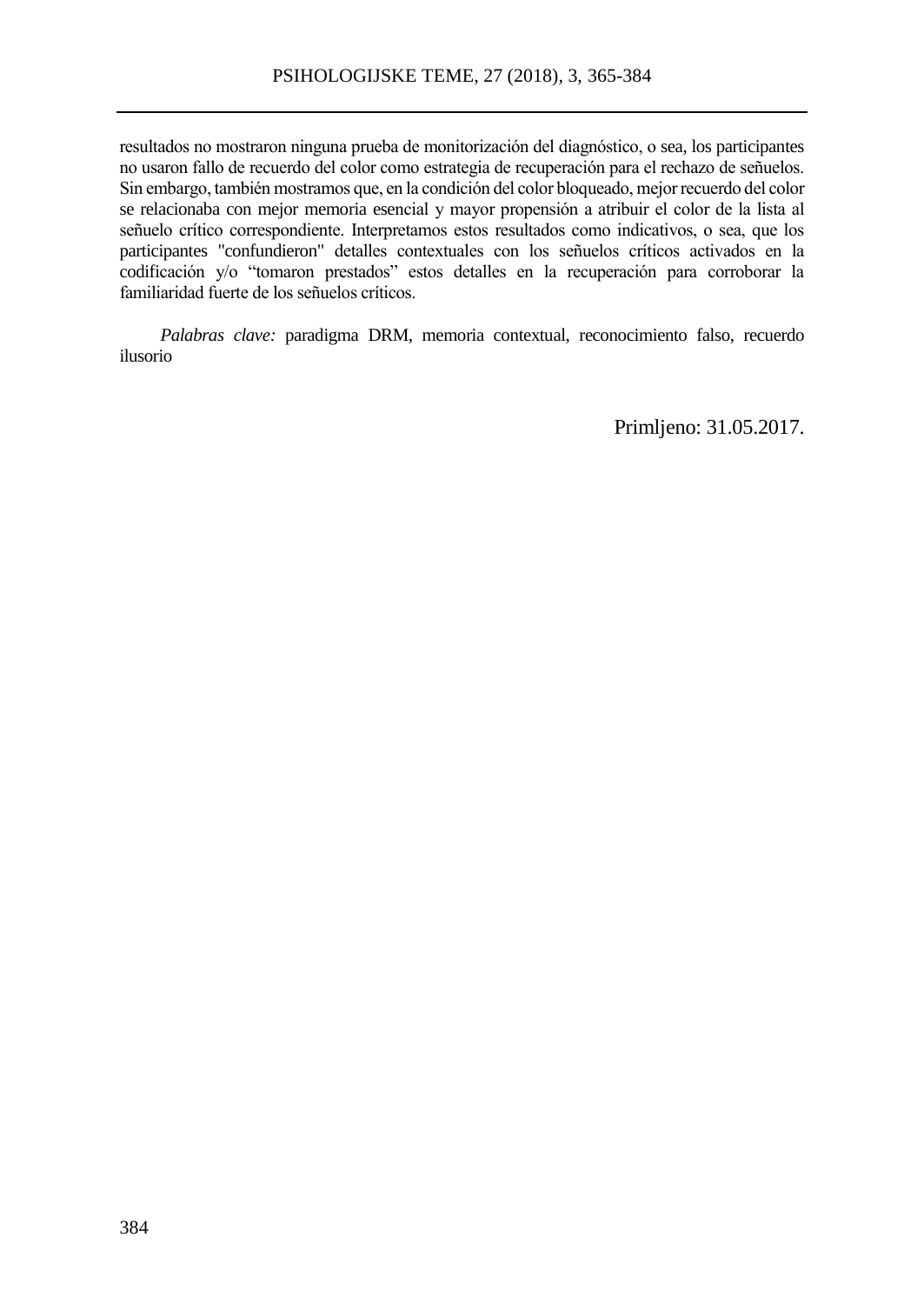resultados no mostraron ninguna prueba de monitorización del diagnóstico, o sea, los participantes no usaron fallo de recuerdo del color como estrategia de recuperación para el rechazo de señuelos. Sin embargo, también mostramos que, en la condición del color bloqueado, mejor recuerdo del color se relacionaba con mejor memoria esencial y mayor propensión a atribuir el color de la lista al señuelo crítico correspondiente. Interpretamos estos resultados como indicativos, o sea, que los participantes "confundieron" detalles contextuales con los señuelos críticos activados en la codificación y/o "tomaron prestados" estos detalles en la recuperación para corroborar la familiaridad fuerte de los señuelos críticos.

*Palabras clave:* paradigma DRM, memoria contextual, reconocimiento falso, recuerdo ilusorio

Primljeno: 31.05.2017.